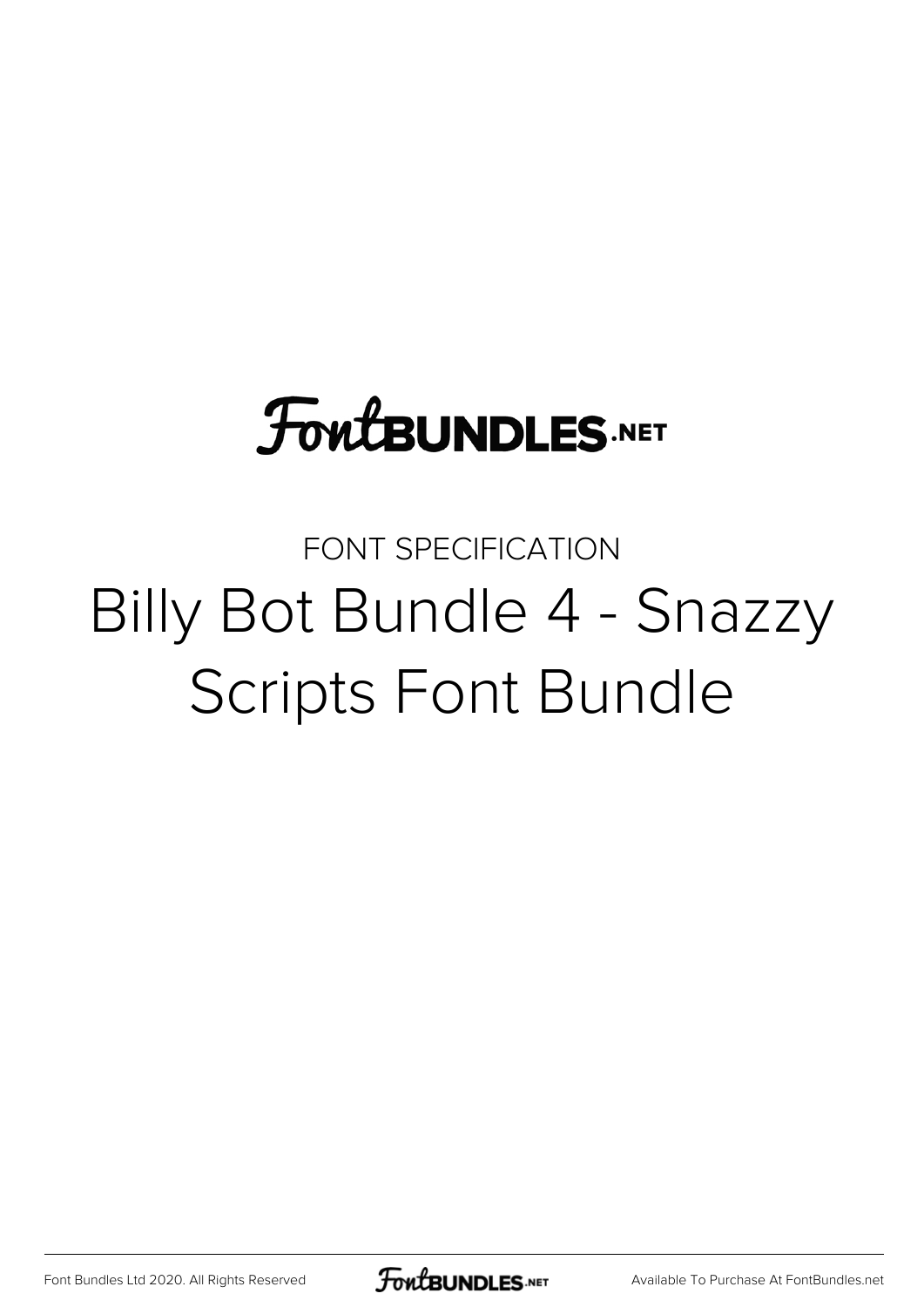FontBUNDLES.NET

FONT SPECIFICATION

# Billy Bot Bundle 4 - Snazzy Scripts Font Bundle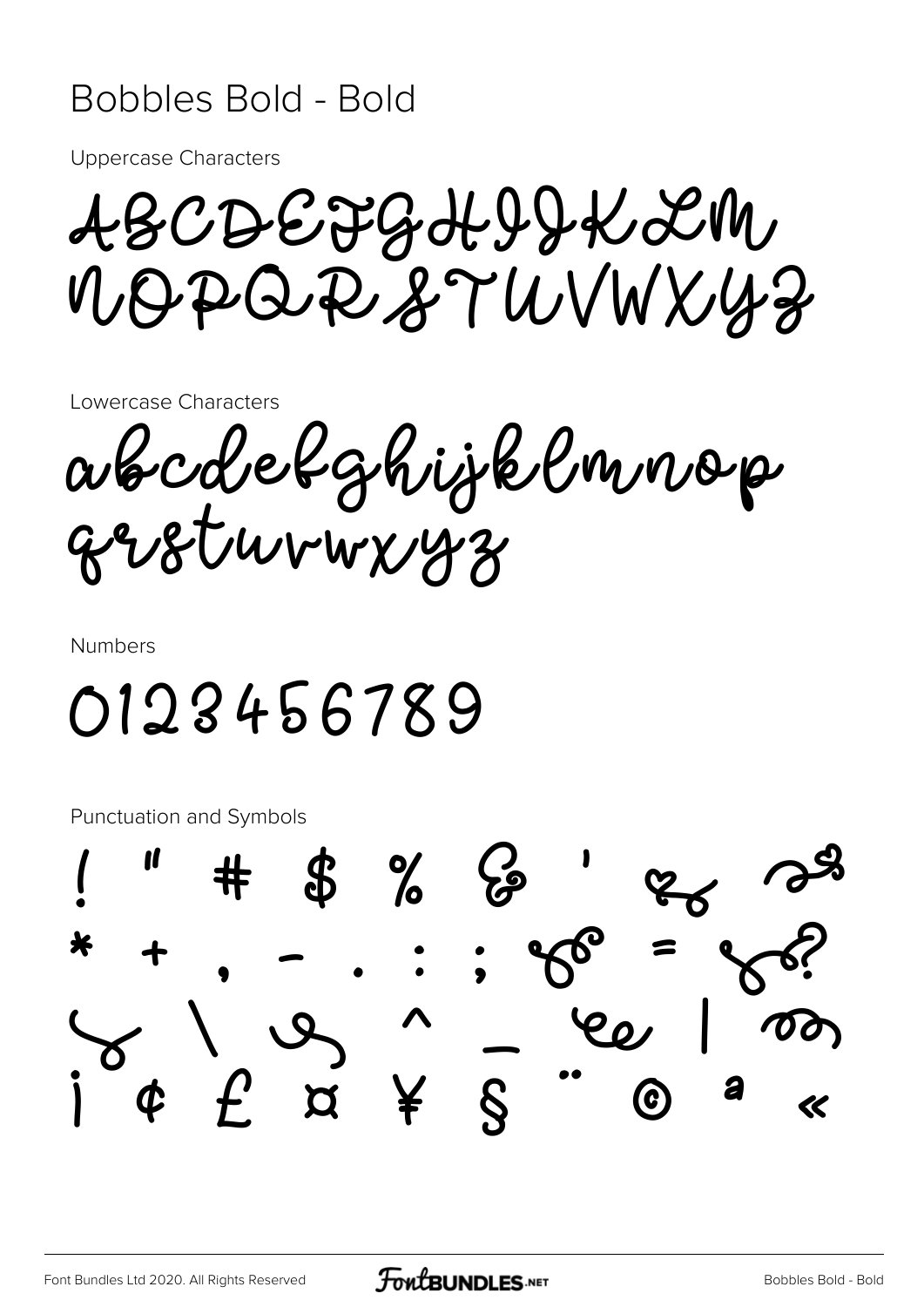# Bobbles Bold - Bold

Uppercase Characters

ABCDEFGHIJKLM
NOPQRSTUVWXYZ

Lowercase Characters

abcdefghijklmnop
qrstuvwxyz

Numbers

0123456789

Punctuation and Symbols

! " # $ % & '
* + , - . : ; =
\ ^ _ |
¡ ¢ £ ¤ ¥ § ¨ © ª «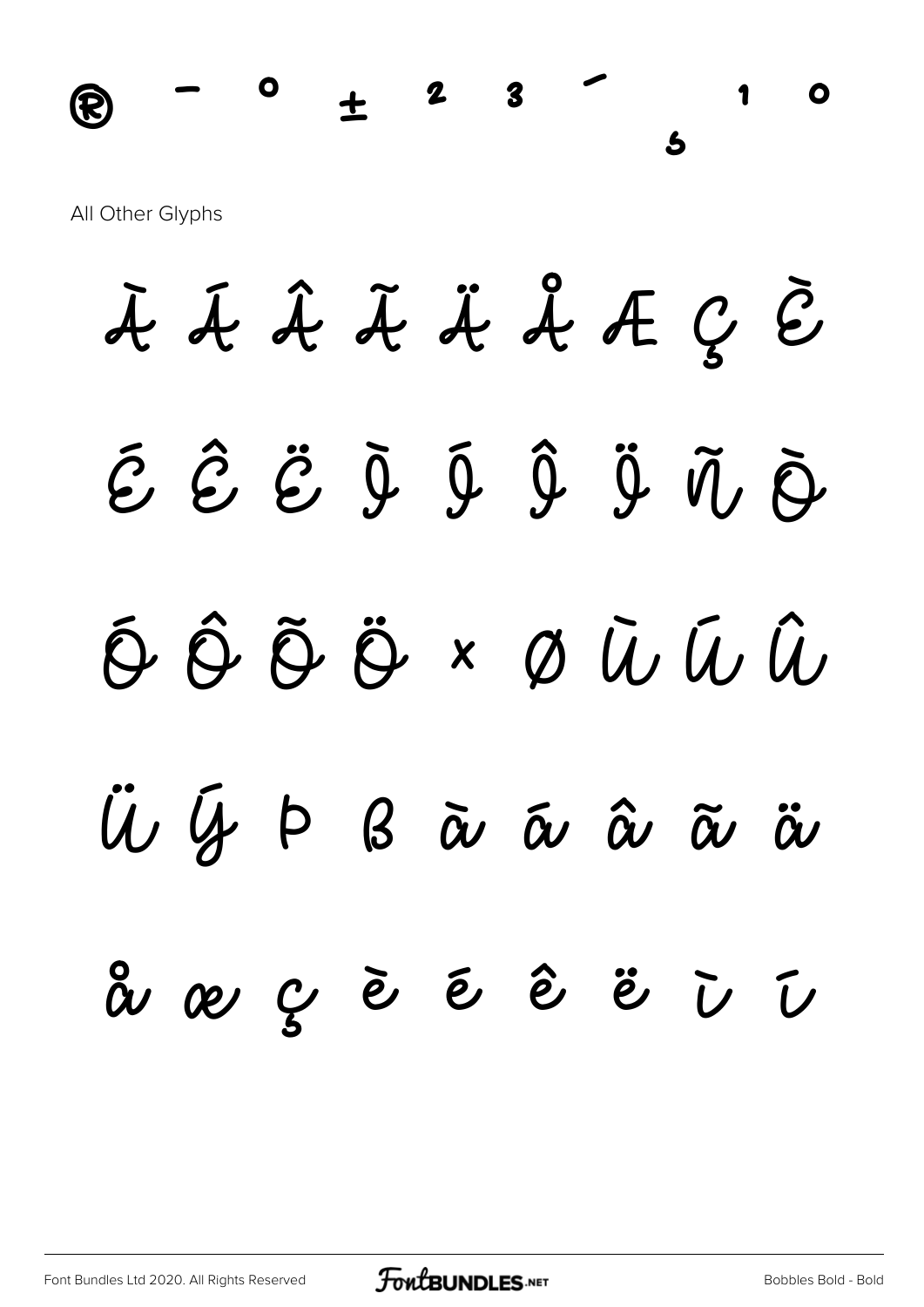® ¯ ° ± ² ³ ´ ¸ ¹ º

All Other Glyphs

À Á Â Ã Ä Å Æ Ç È

É Ê Ë Ì Í Î Ï Ñ Ò

Ó Ô Õ Ö × Ø Ù Ú Û

Ü Ý Þ ß à á â ã ä

å æ ç è é ê ë ì í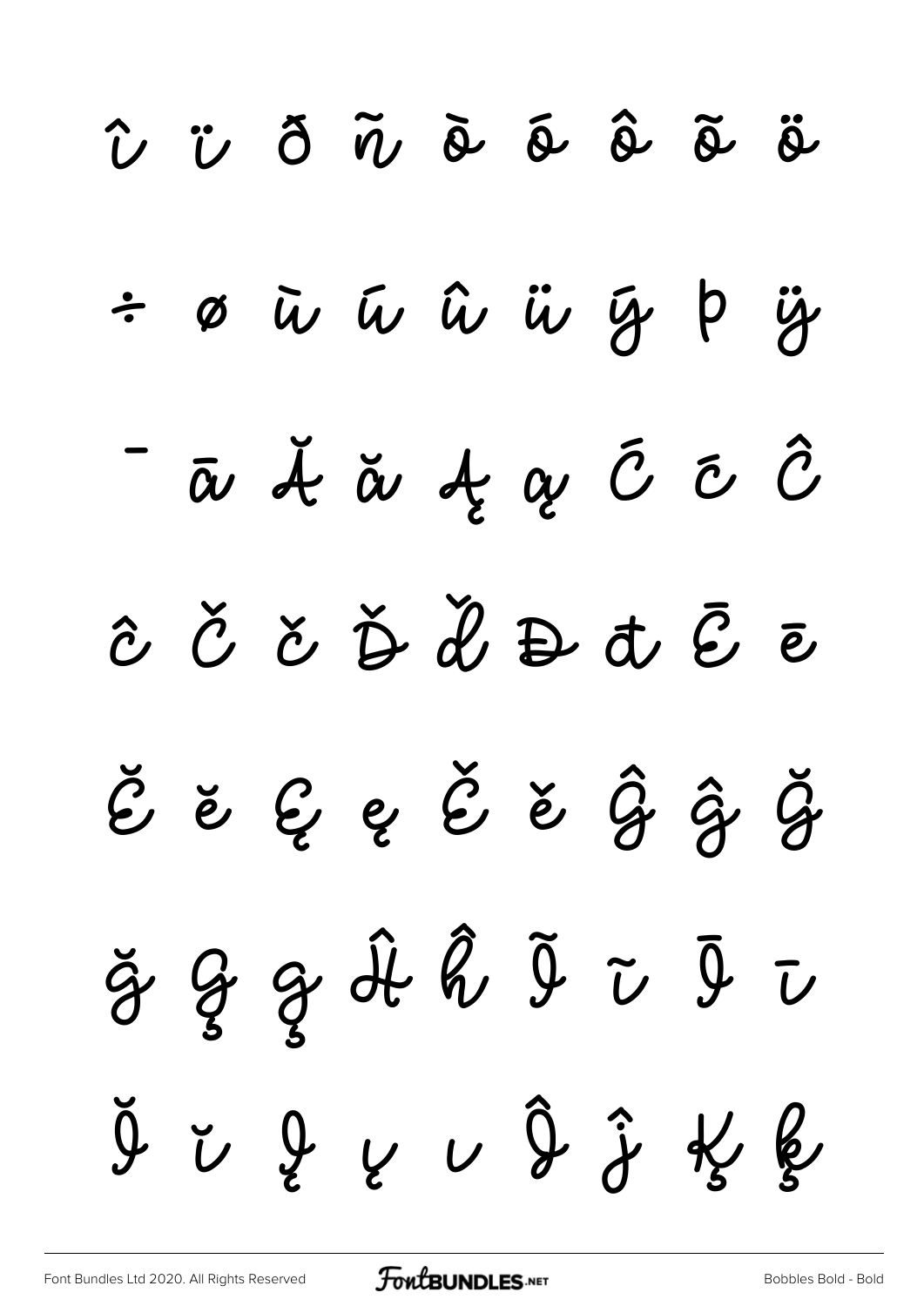î ï ð ñ ò ó ô õ ö

÷ ø ù ú û ü ý þ ÿ

¯ ā Ă ă Ą ą Ć ć Ĉ

ĉ Č č Ď ď Đ đ Ē ē

Ĕ ĕ Ę ę Ě ě Ĝ ĝ Ğ

ğ Ģ ģ Ĥ ĥ Ĩ ĩ Ī ī

Ĭ ĭ Į į ı Ĵ ĵ Ķ ķ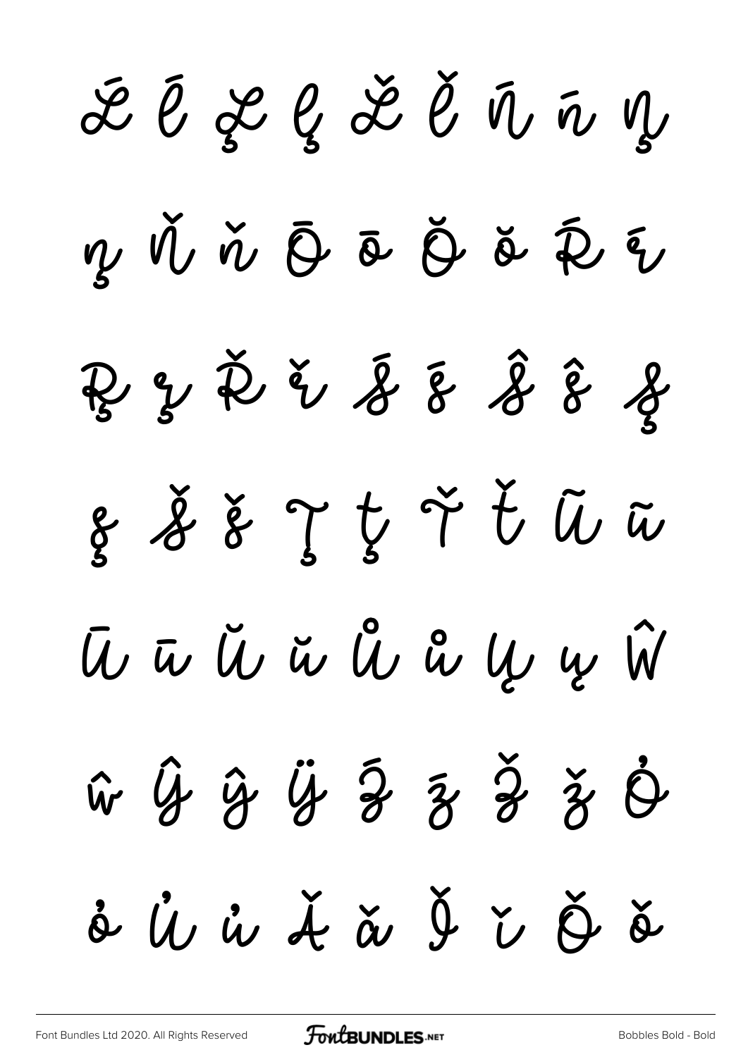Ĺ ĺ Ļ ļ Ľ ľ Ń ń Ņ

ņ Ň ň Ō ō Ŏ ŏ Ŕ ŕ

Ŗ ŗ Ř ř Ś ś Ŝ ŝ Ş

ş Š š Ţ ţ Ť ť Ũ ũ

Ū ū Ŭ ŭ Ů ů Ų ų Ŵ

ŵ Ŷ ŷ Ÿ Ź ź Ž ž Ơ

ơ Ư ư Ǎ ǎ Ǐ ǐ Ǒ ǒ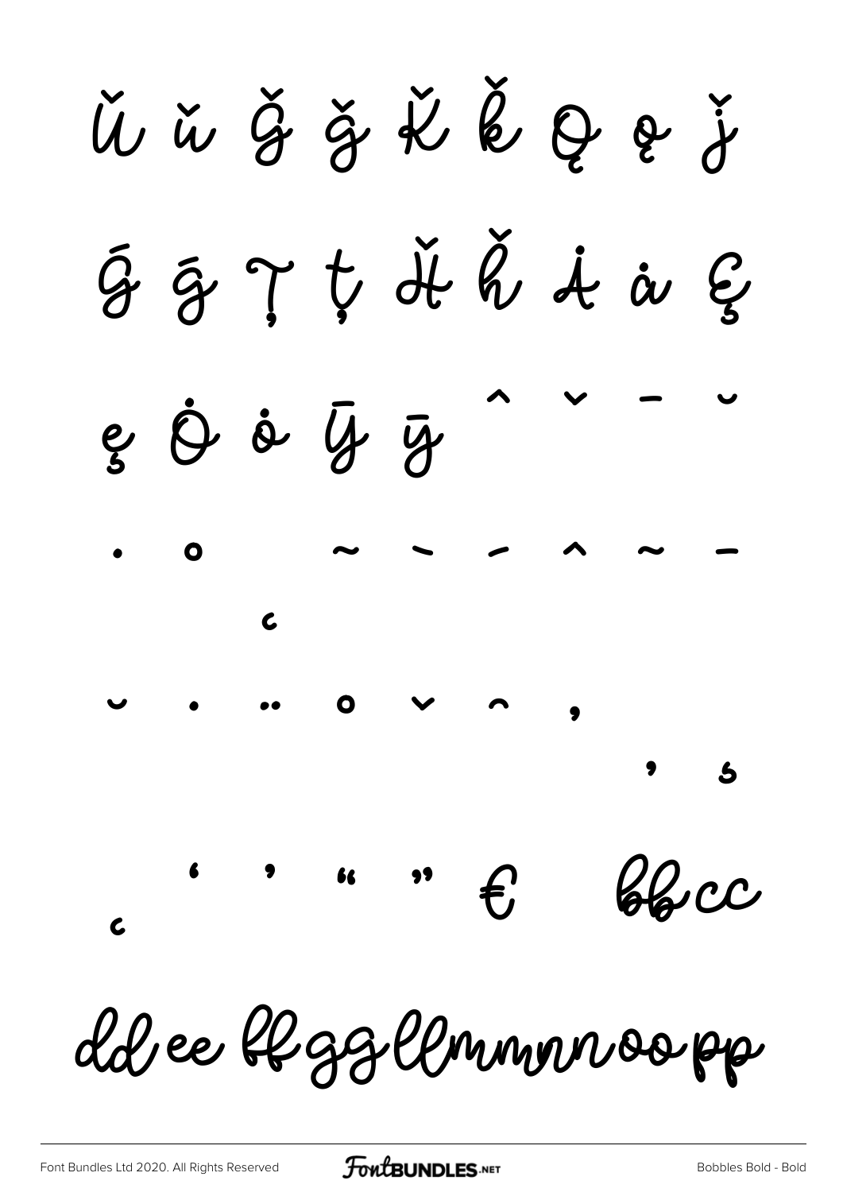Ŭ ŭ Ǧ ǧ Ǩ ǩ Ǫ ǫ ǰ

Ǵ ǵ Ţ ţ Ȟ ȟ Ȧ ȧ Ȩ

ȩ Ȯ ȯ Ȳ ȳ ˆ ˇ ˉ ˘

˙ ˚ ˛ ˜ ˋ ˊ ˆ ˜ ˉ

˘ ˙ ¨ ˚ ˇ ˆ ,

, ,

¸ ' ' " " € bb cc

dd ee ff gg ll mm nn oo pp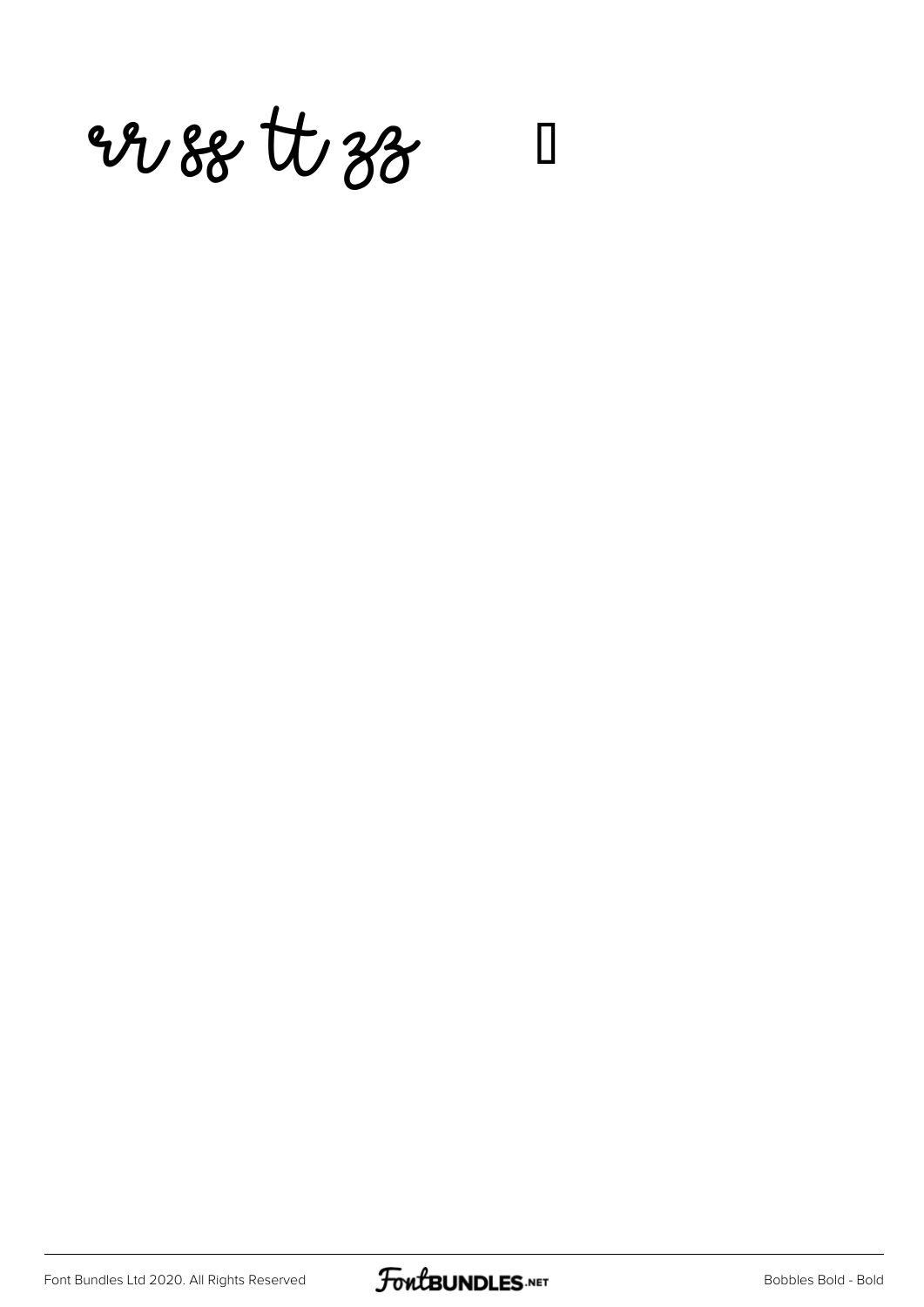rr ss tt zz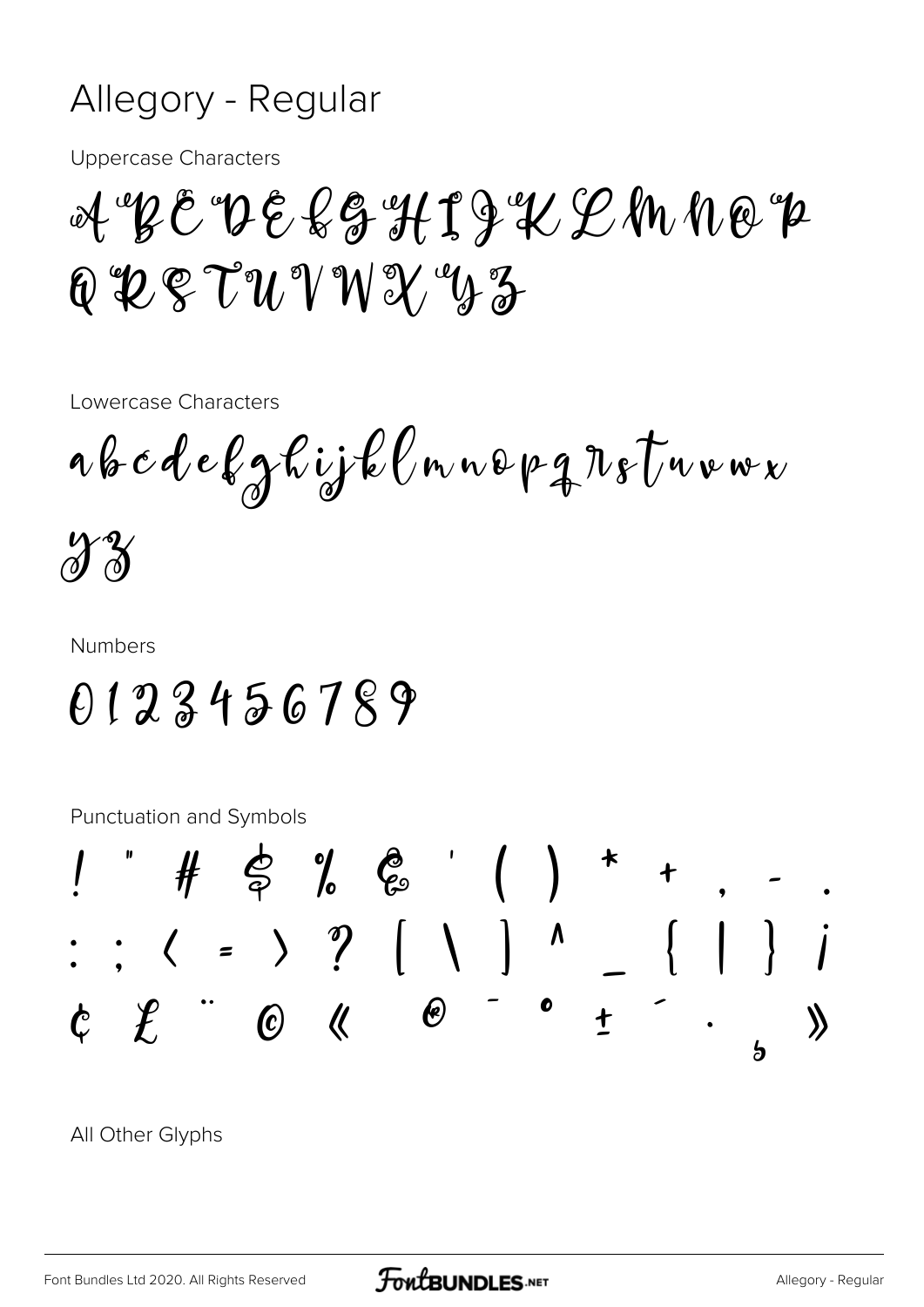# Allegory - Regular

Uppercase Characters

A B C D E F G H I J K L M N O P
Q R S T U V W X Y Z

Lowercase Characters

a b c d e f g h i j k l m n o p q r s t u v w x
y z

Numbers

0 1 2 3 4 5 6 7 8 9

Punctuation and Symbols

! " # $ % & ' ( ) * + , - .
: ; < = > ? [ \ ] ^ _ { | } ¡
¢ £ ¨ © « ® ¯ ° ± ´ · ¸ »

All Other Glyphs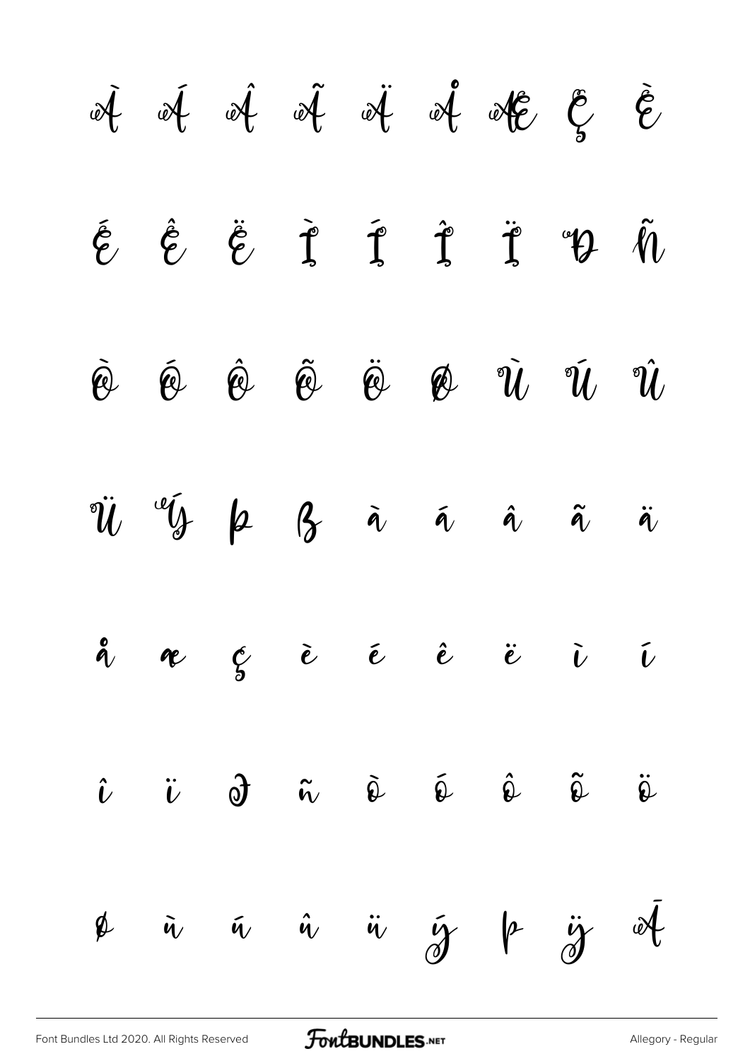À Á Â Ã Ä Å Æ Ç È

É Ê Ë Ì Í Î Ï Ð Ñ

Ò Ó Ô Õ Ö Ø Ù Ú Û

Ü Ý Þ ß à á â ã ä

å æ ç è é ê ë ì í

î ï ð ñ ò ó ô õ ö

ø ù ú û ü ý þ ÿ Ā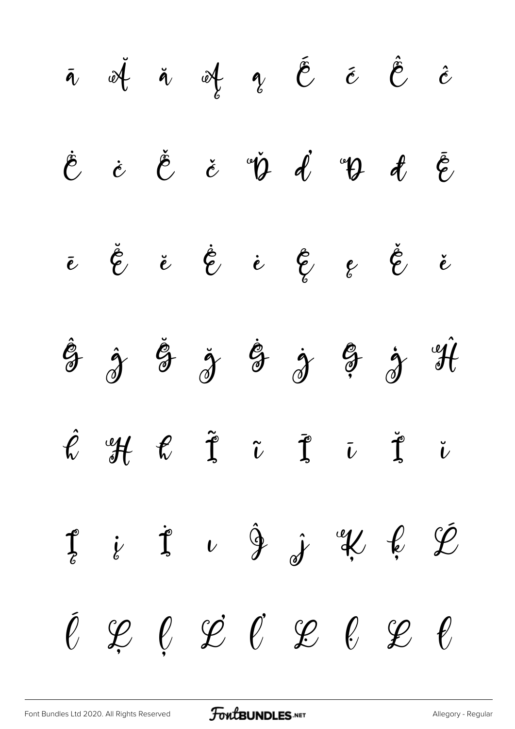ā Ă ă Ą ą Ć ć Ĉ ĉ

Ċ ċ Č č Ď ď Đ đ Ē

ē Ĕ ĕ Ė ė Ę ę Ě ě

Ĝ ĝ Ğ ğ Ġ ġ Ģ ģ Ĥ

ĥ Ħ ħ Ĩ ĩ Ī ī Ĭ ĭ

Į į İ ı Ĵ ĵ Ķ ķ Ĺ

ĺ Ļ ļ Ľ ľ Ŀ ŀ Ł ł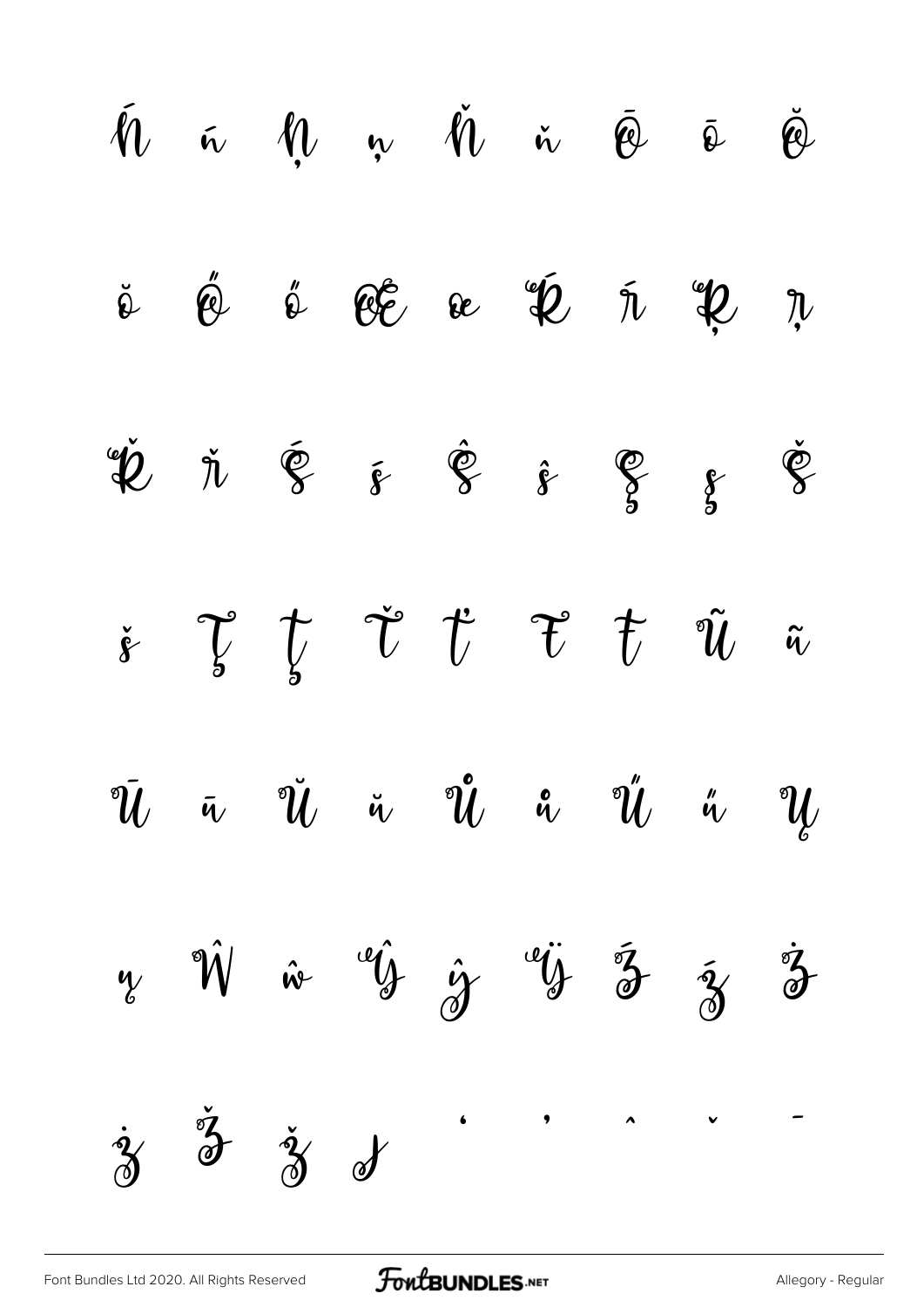Ń ń Ņ ņ Ň ň Ō ō Ŏ

ŏ Ő ő Œ œ Ŕ ŕ Ŗ ŗ

Ř ř Ś ś Ŝ ŝ Ş ş Š

š Ţ ţ Ť ť Ŧ ŧ Ũ ũ

Ū ū Ŭ ŭ Ů ů Ű ű Ų

ų Ŵ ŵ Ŷ ŷ Ÿ Ź ź Ż

ż Ž ž ȷ ˋ ˊ ˆ ˇ ˉ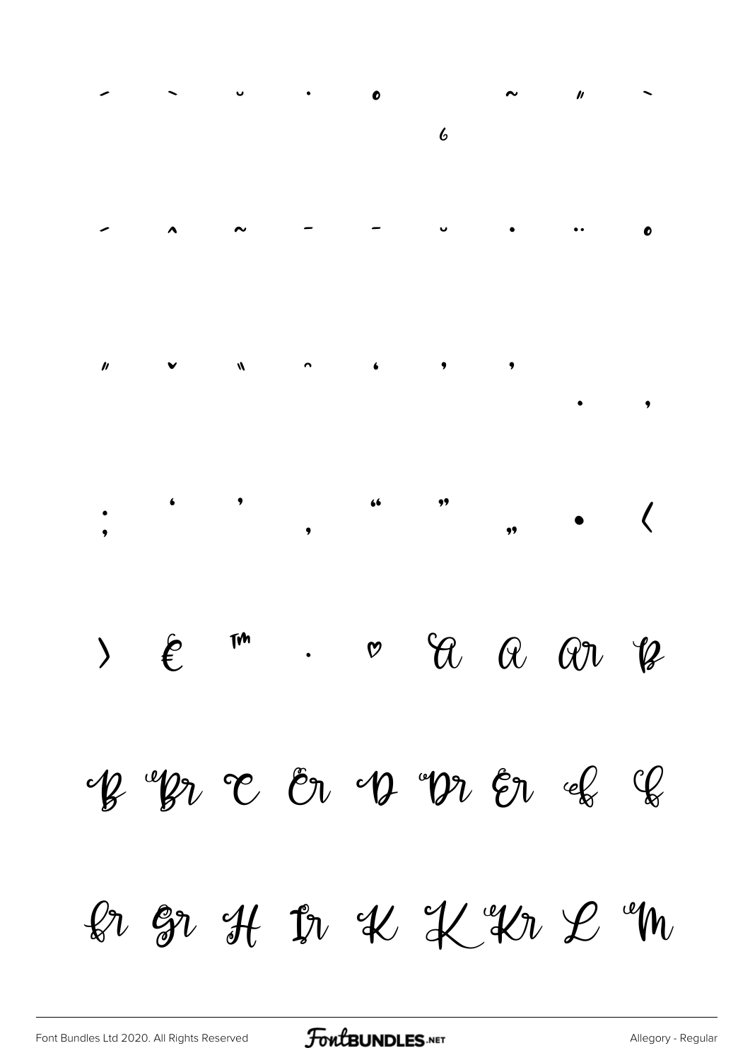´ ` ˘ ˙ ˚ ¸ ˜ ˝ `

´ ˆ ˜ ¯ ¯ ˘ ˙ ¨ ˚

˝ ˇ ̏ ̑ ̒ ̓ ̔ . ,

; ' ' , " " „ • ‹

› € ™ . ♥ A A Ar B

B Br C Cr D Dr Er f f

fr Gr H Ir K K Kr L M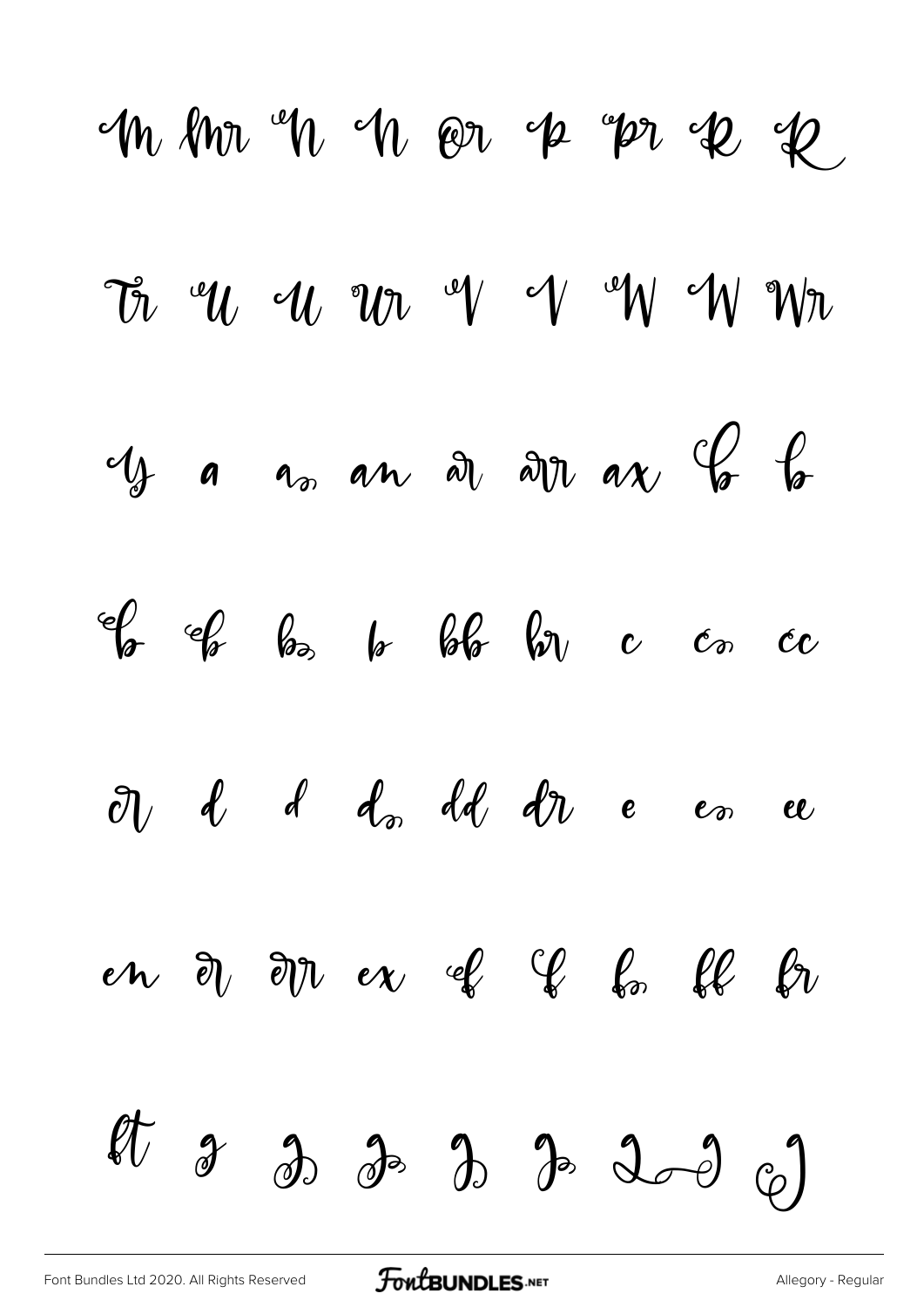M Mr N N Or P Pr R R

Tr U U Ur V V W W Wr

Y a a a an a ar ax b b

b b b b bb br c c cc

cr d d d dd dr e e ee

en er err ex f f f ff fr

ft g g g g g g g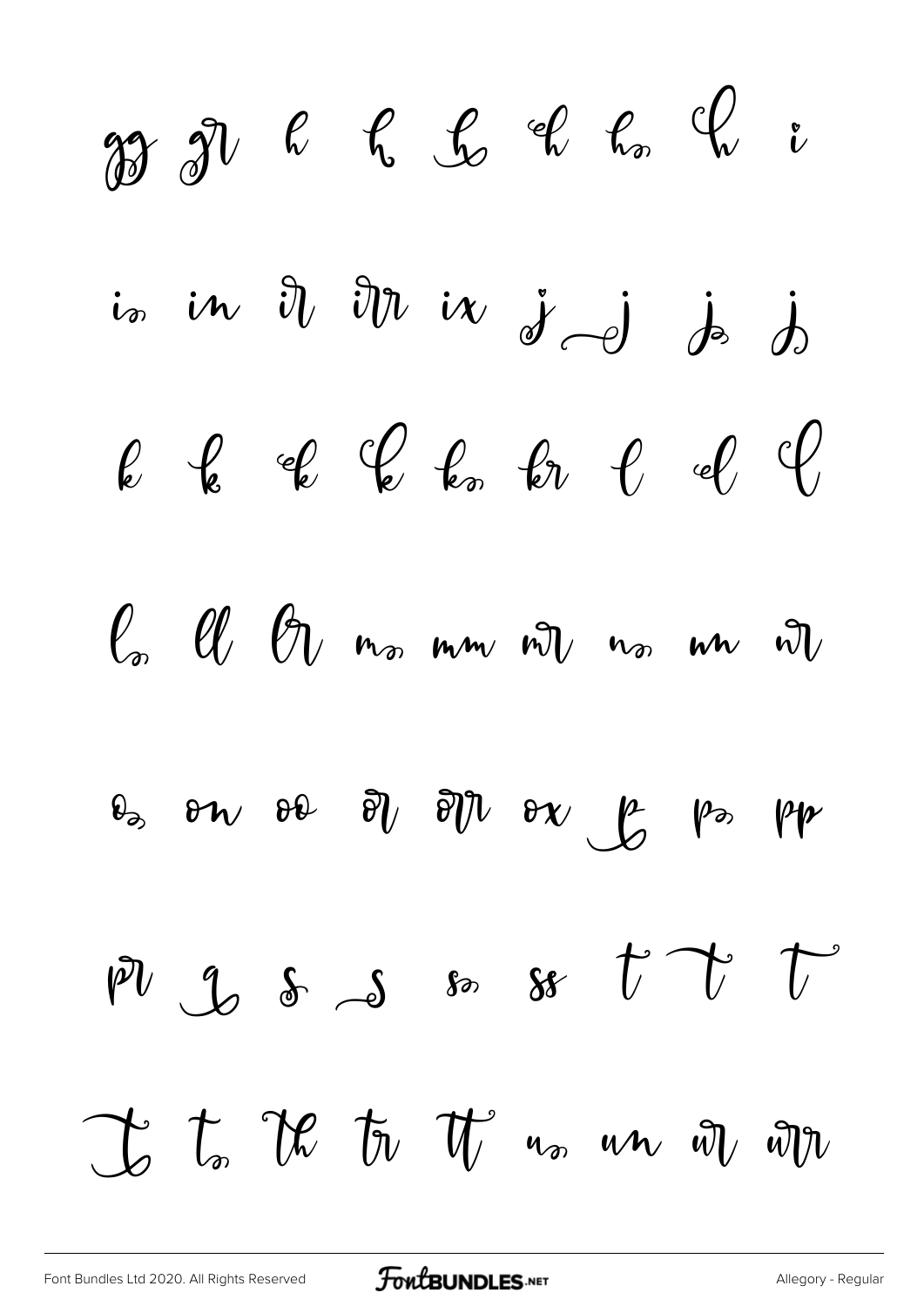gg gr h h h h h h i

in in ir irr ix j j j j

k k k k k kr l l l

l ll lr m mm mr n un nr

o on oo or orr ox p p pp

pr q s s s ss t t t

t t th tr tt u un ur urr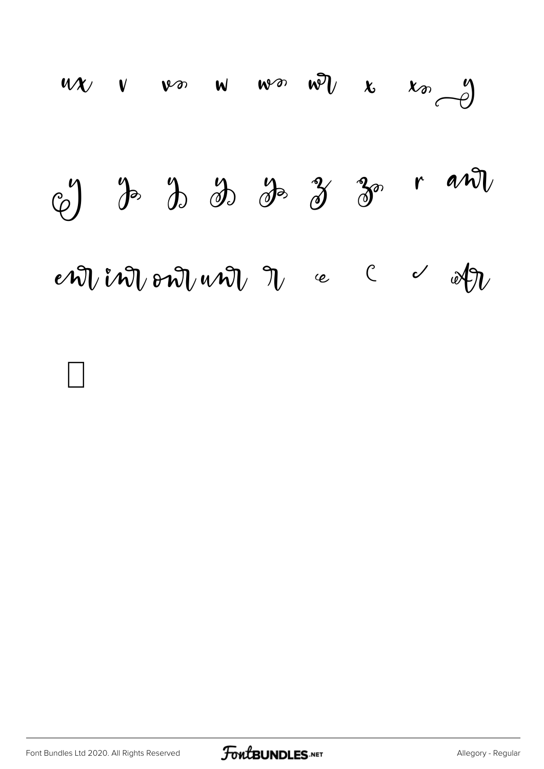ux v v w w w x x y

y y y y y z z r anr

enr inr onr unr r

□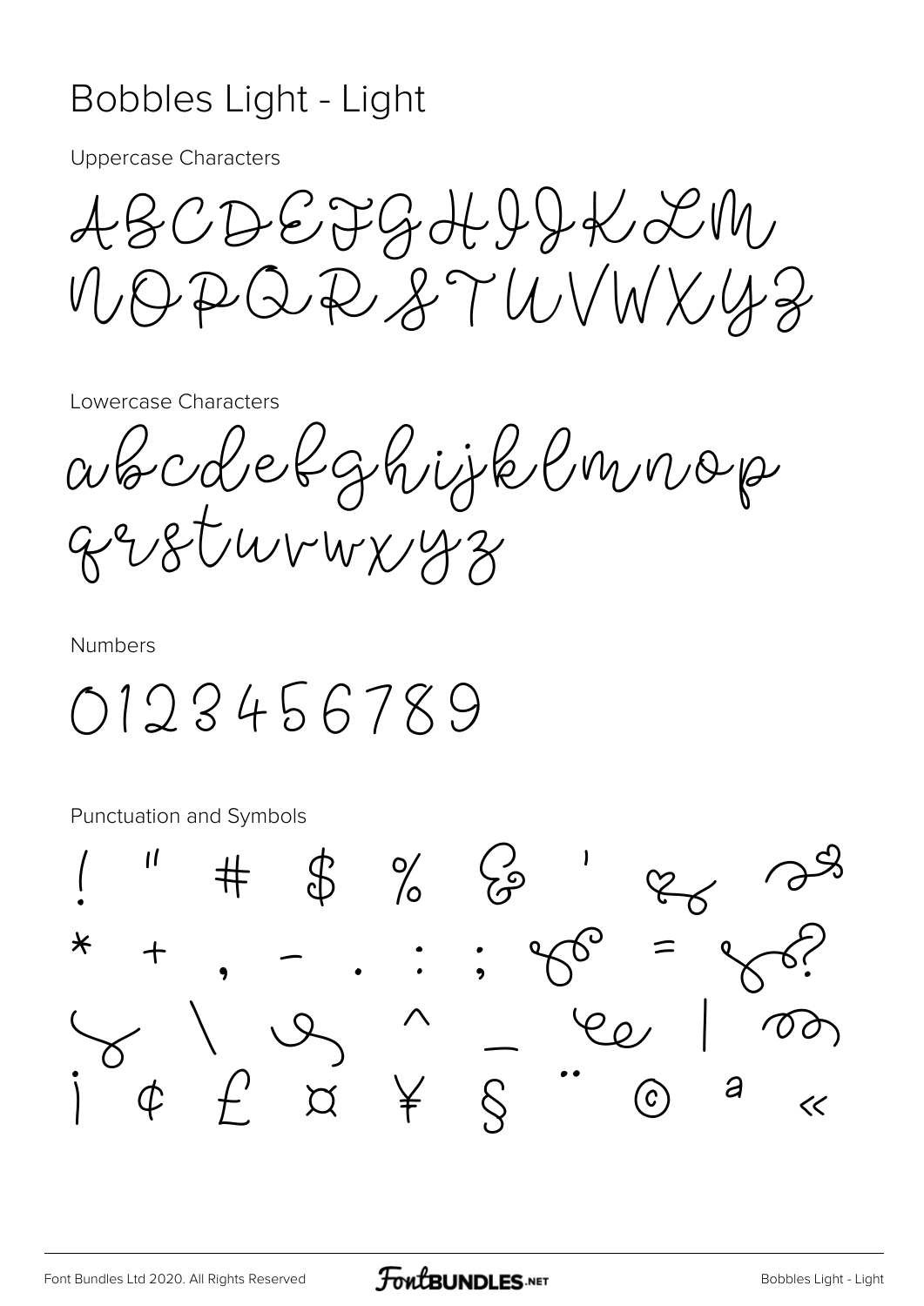# Bobbles Light - Light

Uppercase Characters

ABCDEFGHIJKLM
NOPQRSTUVWXYZ

Lowercase Characters

abcdefghijklmnop
qrstuvwxyz

Numbers

0123456789

Punctuation and Symbols

! " # $ % & ' ( )
* + , - . : ; < = > ?
@ \ ] ^ _ { | }
¡ ¢ £ ¤ ¥ § ¨ © ª «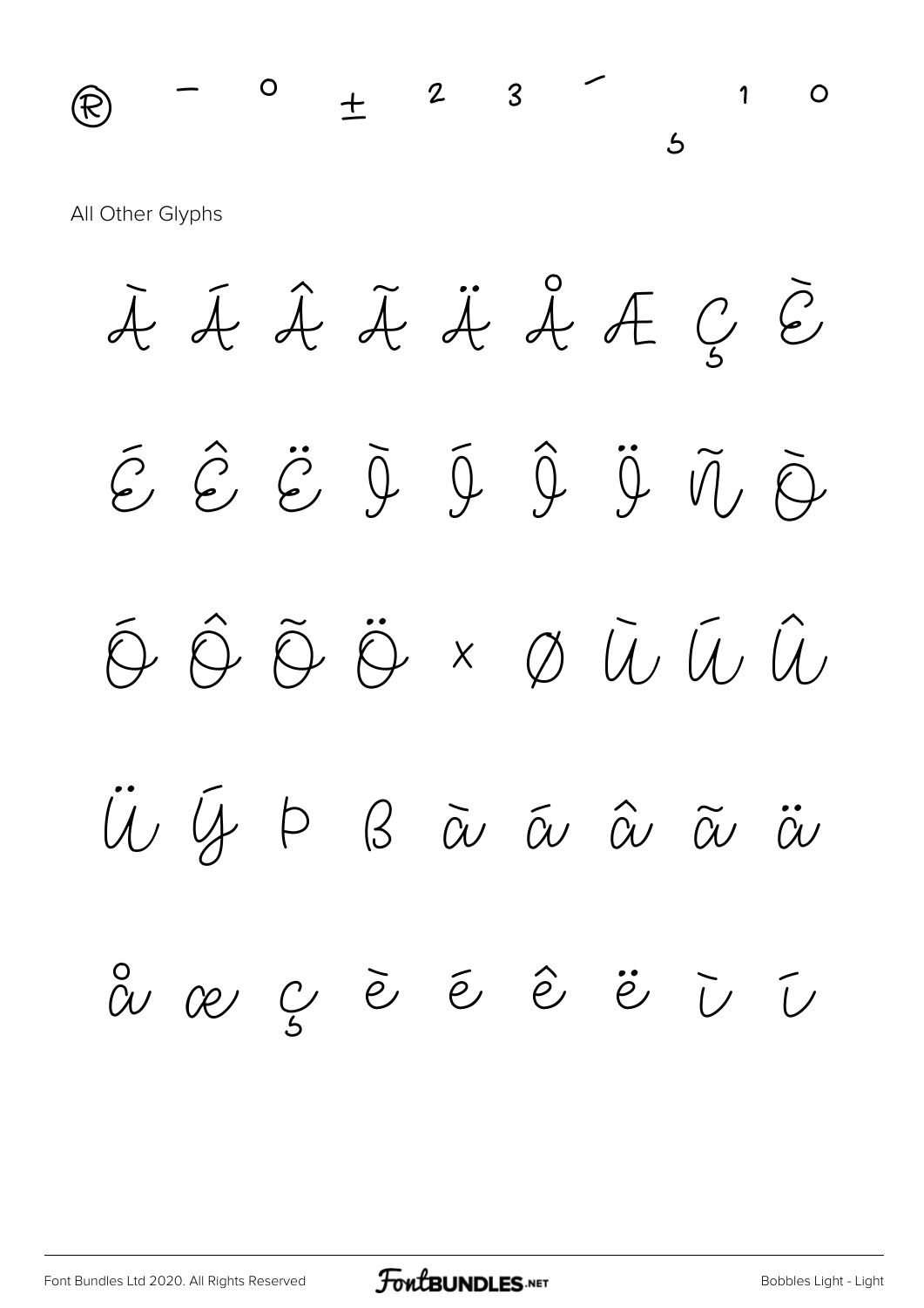® ¯ ° ± ² ³ ´ ¸ ¹ º

All Other Glyphs

À Á Â Ã Ä Å Æ Ç È

É Ê Ë Ì Í Î Ï Ñ Ò

Ó Ô Õ Ö × Ø Ù Ú Û

Ü Ý Þ ß à á â ã ä

å æ ç è é ê ë ì í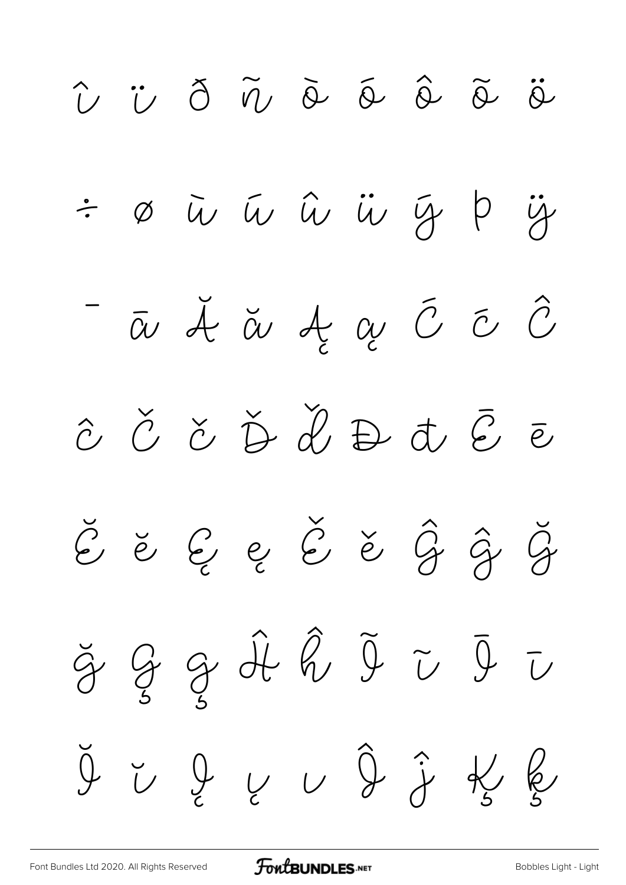î ï ð ñ ò ó ô õ ö

÷ ø ù ú û ü ý þ ÿ

¯ ā Ă ă Ą ą Ć ć Ĉ

ĉ Č č Ď ď Đ đ Ē ē

Ĕ ĕ Ę ę Ě ě Ĝ ĝ Ğ

ğ Ģ ģ Ĥ ĥ Ĩ ĩ Ī ī

Ĭ ĭ Į į ı Ĵ ĵ Ķ ķ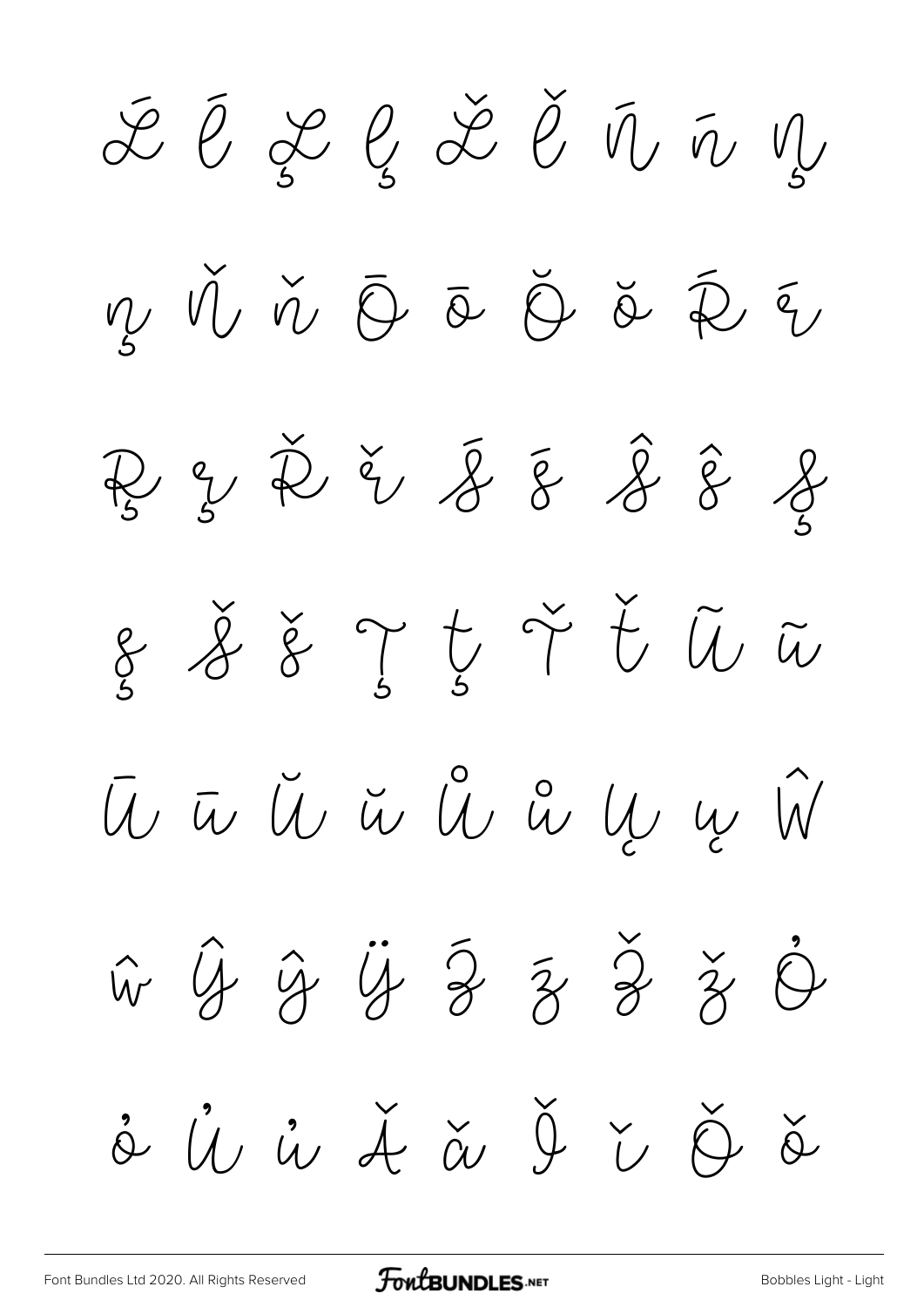Ĺ ĺ Ļ ļ Ľ ľ Ń ń Ņ

ņ Ň ň Ō ō Ŏ ŏ Ŕ ŕ

Ŗ ŗ Ř ř Ś ś Ŝ ŝ Ş

ş Š š Ţ ţ Ť ť Ũ ũ

Ū ū Ŭ ŭ Ů ů Ų ų Ŵ

ŵ Ŷ ŷ Ÿ Ź ź Ž ž Ở

ở Ủ ủ Ǎ ǎ Ǐ ǐ Ǒ ǒ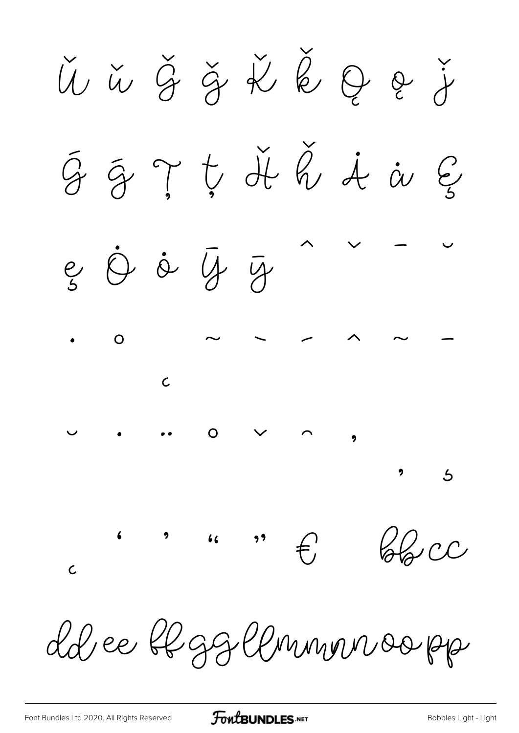Ŭ ŭ Ğ ğ Ǩ ǩ Ǫ ǫ ǰ

Ǵ ǵ Ț ț Ȟ ȟ Ȧ ȧ Ȩ

ȩ Ȯ ȯ Ȳ ȳ ˆ ˇ ˉ ˘

˙ ˚ ˛ ˜ ˋ ˊ ˆ ˜ ˉ

˘ ˙ ¨ ˚ ˇ ̑ ̦ ̦ ̧

¸ ' ' " " € ßbcc

ddee ffggllmmnnoopp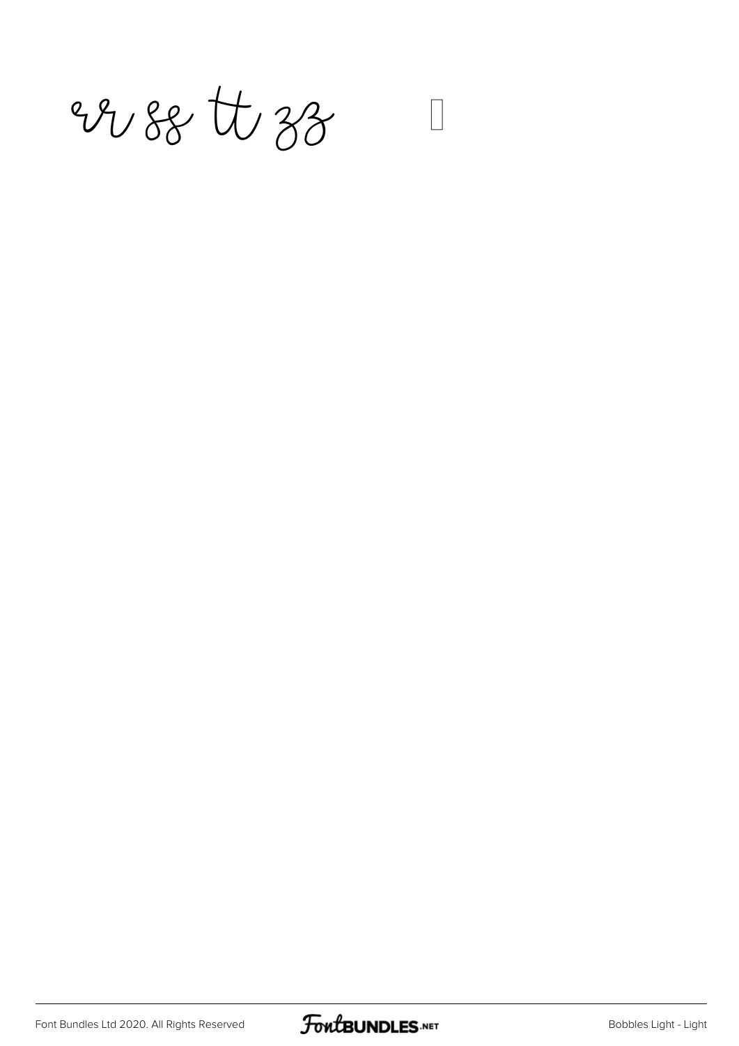rr ss tt zz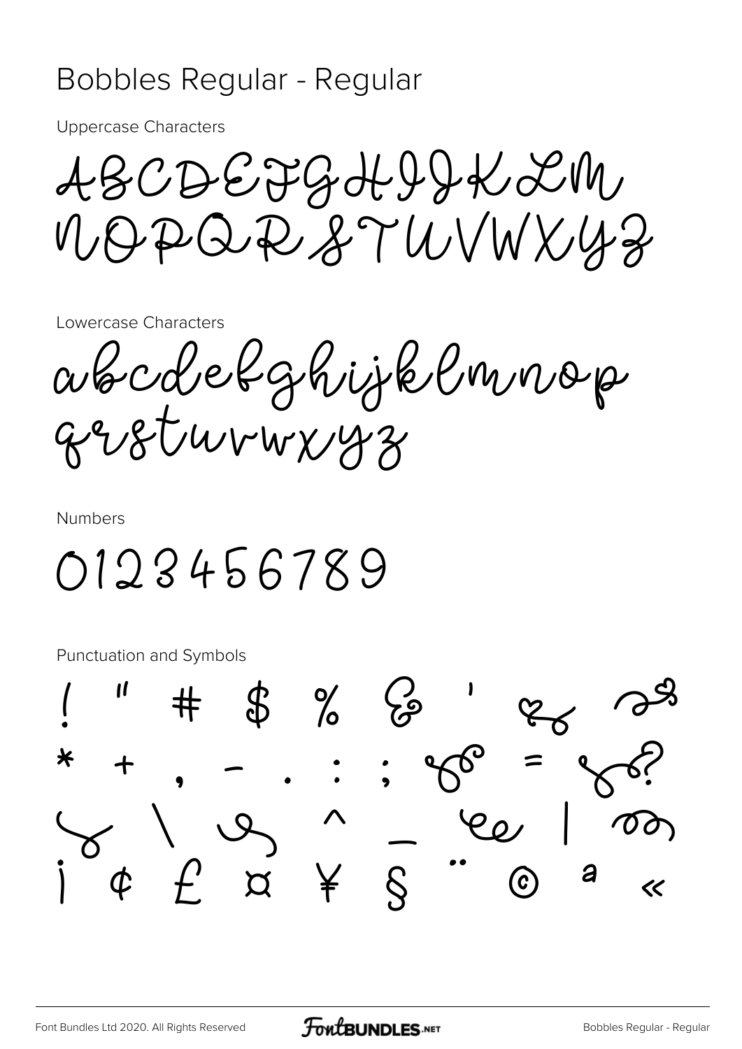# Bobbles Regular - Regular

Uppercase Characters

ABCDEFGHIJKLM
NOPQRSTUVWXYZ

Lowercase Characters

abcdefghijklmnop
qrstuvwxyz

Numbers

0123456789

Punctuation and Symbols

! " # $ % & ' ( )
* + , - . : ; < = >
? \ ] ^ _ { | }
¡ ¢ £ ¤ ¥ § ¨ © ª «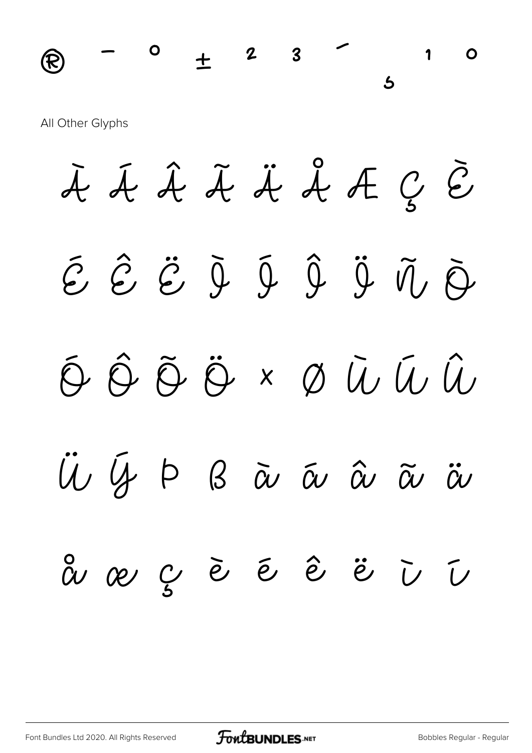® ¯ ° ± ² ³ ´ ¸ ¹ º

All Other Glyphs

À Á Â Ã Ä Å Æ Ç È

É Ê Ë Ì Í Î Ï Ñ Ò

Ó Ô Õ Ö × Ø Ù Ú Û

Ü Ý Þ ß à á â ã ä

å æ ç è é ê ë ì í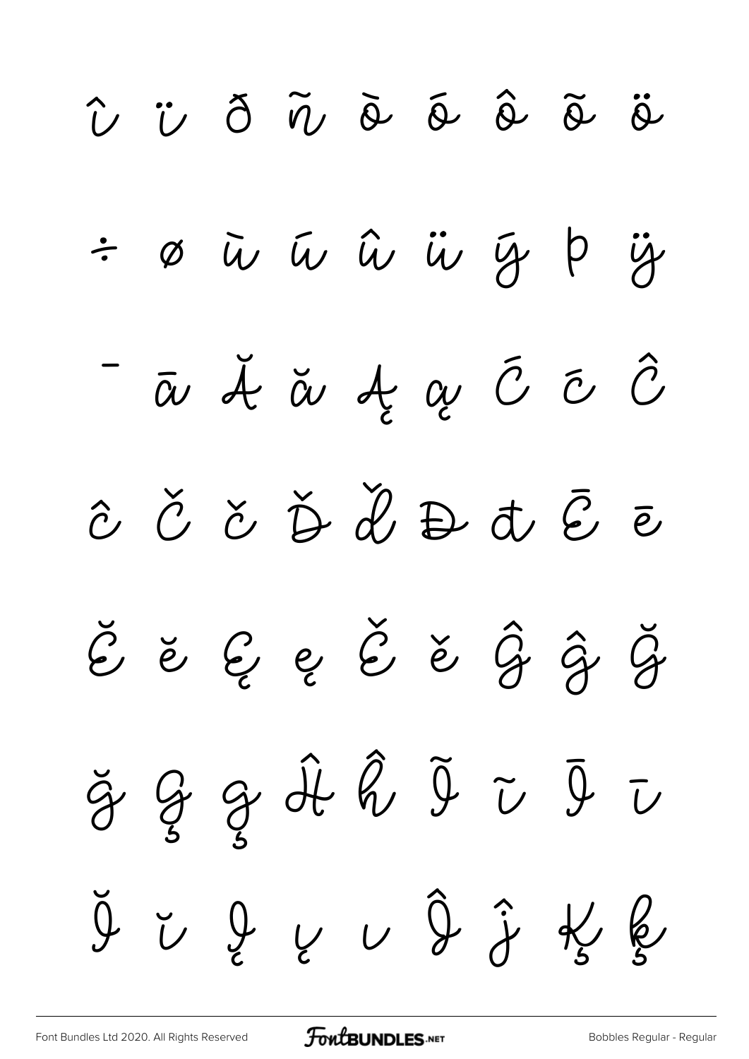î ï ð ñ ò ó ô õ ö

÷ ø ù ú û ü ý þ ÿ

¯ ā Ă ă Ą ą Ć ć Ĉ

ĉ Č č Ď ď Đ đ Ē ē

Ĕ ĕ Ę ę Ě ě Ĝ ĝ Ğ

ğ Ģ ģ Ĥ ĥ Ĩ ĩ Ī ī

Ĭ ĭ Į į ı Ĵ ĵ Ķ ķ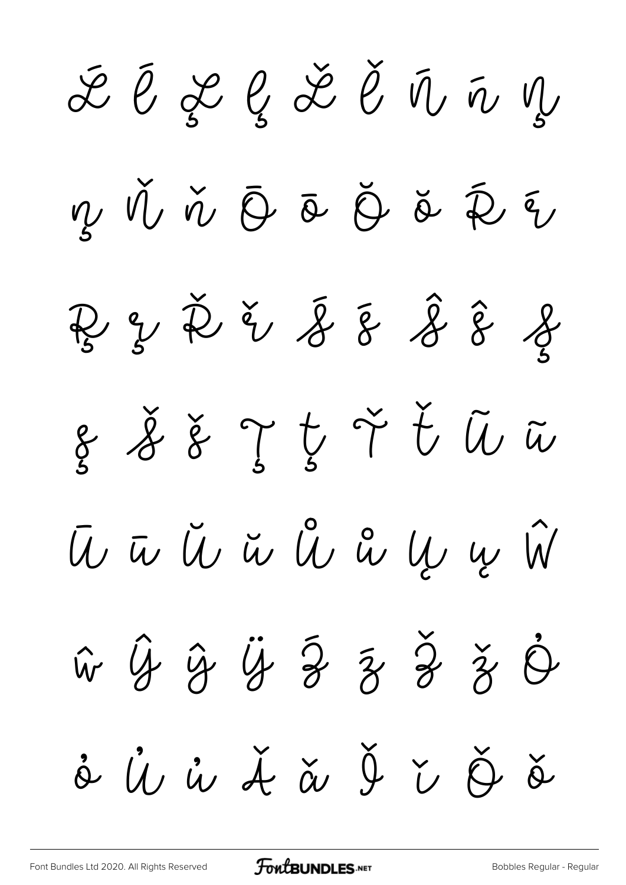Ĺ ĺ Ļ ļ Ľ ľ Ń ń Ņ

ņ Ň ň Ō ō Ŏ ŏ Ŕ ŕ

Ŗ ŗ Ř ř Ś ś Ŝ ŝ Ş

ş Š š Ţ ţ Ť ť Ũ ũ

Ū ū Ŭ ŭ Ů ů Ų ų Ŵ

ŵ Ŷ ŷ Ÿ Ź ź Ž ž Ơ

ơ Ư ư Ǎ ǎ Ǐ ǐ Ǒ ǒ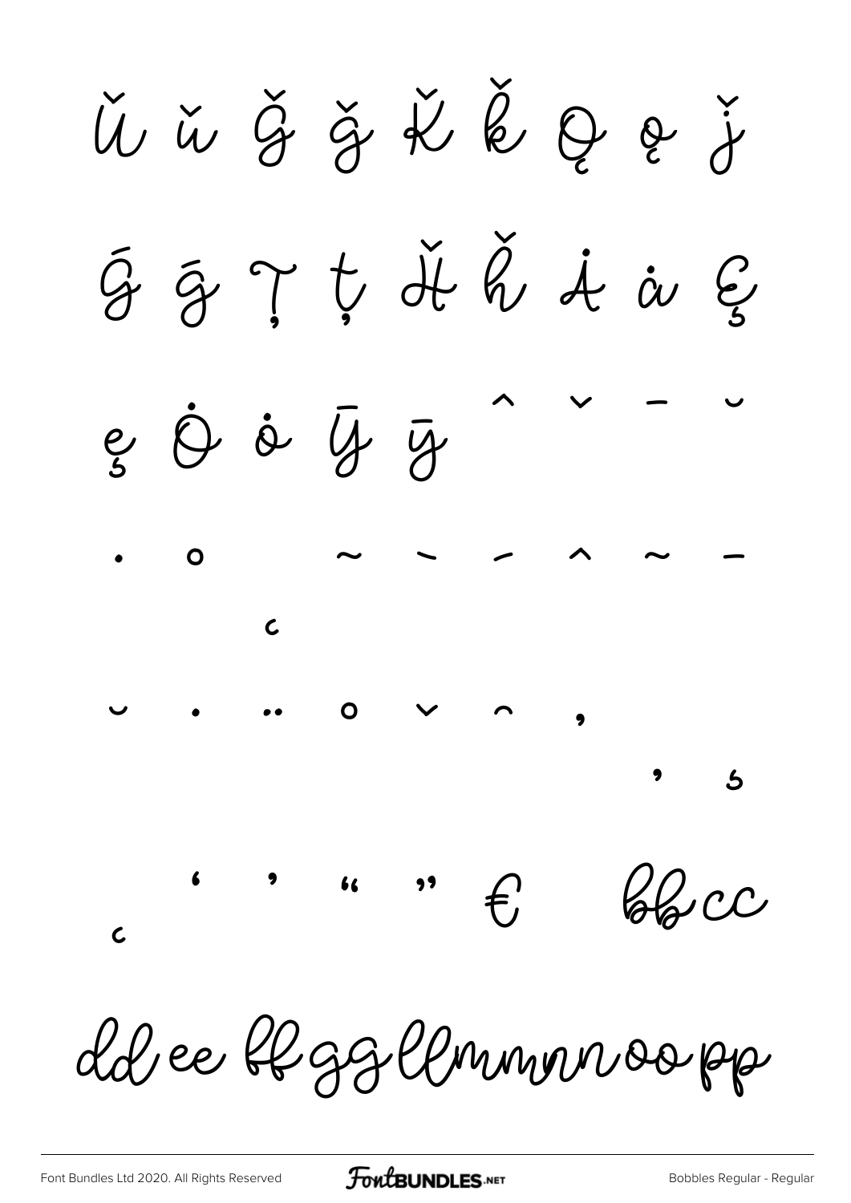Ŭ ŭ Ğ ğ Ǩ ǩ Ǫ ǫ ǰ

Ǵ ǵ Ţ ţ Ȟ ȟ Ȧ ȧ Ȩ

ȩ Ȯ ȯ Ȳ ȳ ˆ ˇ ˉ ˘

˙ ˚ ˛ ˜ ˝ ˊ ˆ ˜ ˉ

˘ ˙ ¨ ˚ ˇ ˆ ,

, ¸

‚ ' ' " " € ßßcc

ddee ffgg llmmnnoopp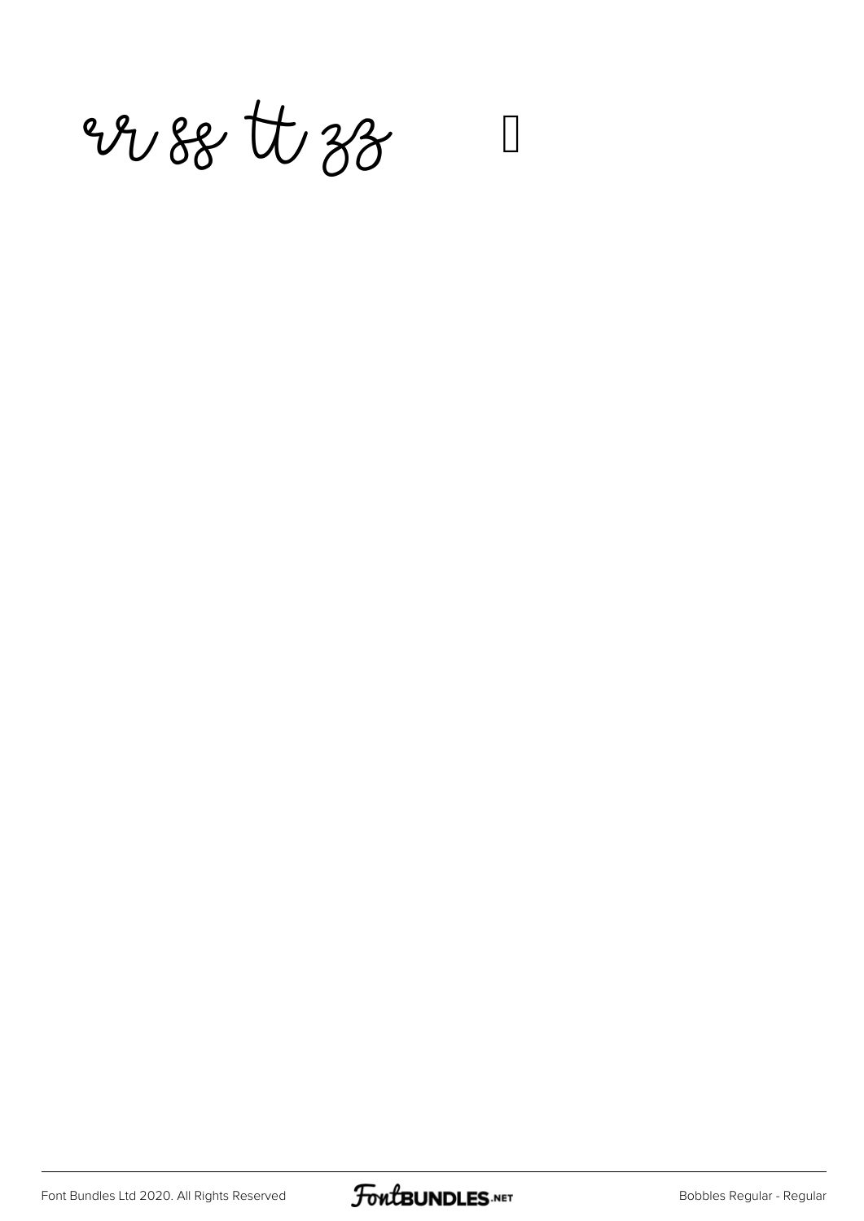rr ss tt zz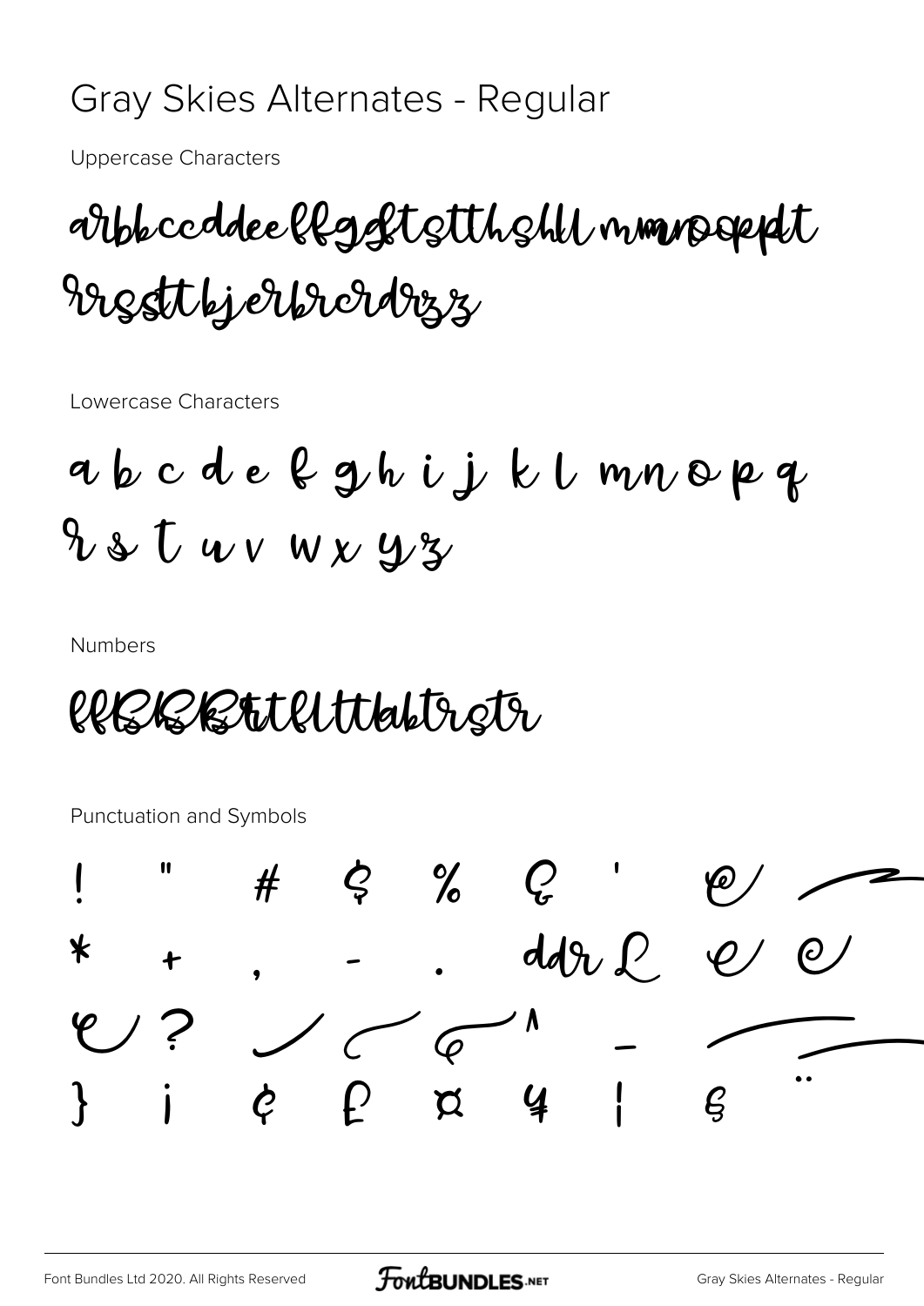# Gray Skies Alternates - Regular

Uppercase Characters

arbbccddeeffggftsttthshllmmnoqppt
rrsstt bjerbrcrdrzz

Lowercase Characters

a b c d e f g h i j k l m n o p q
r s t u v w x y z

Numbers

ffBBBtttfltttabtrstr

Punctuation and Symbols

! " # $ % & ' @
* + , - . ddr £ e e
e ? ^ -
} ¡ ¢ £ ¤ ¥ ¦ § ¨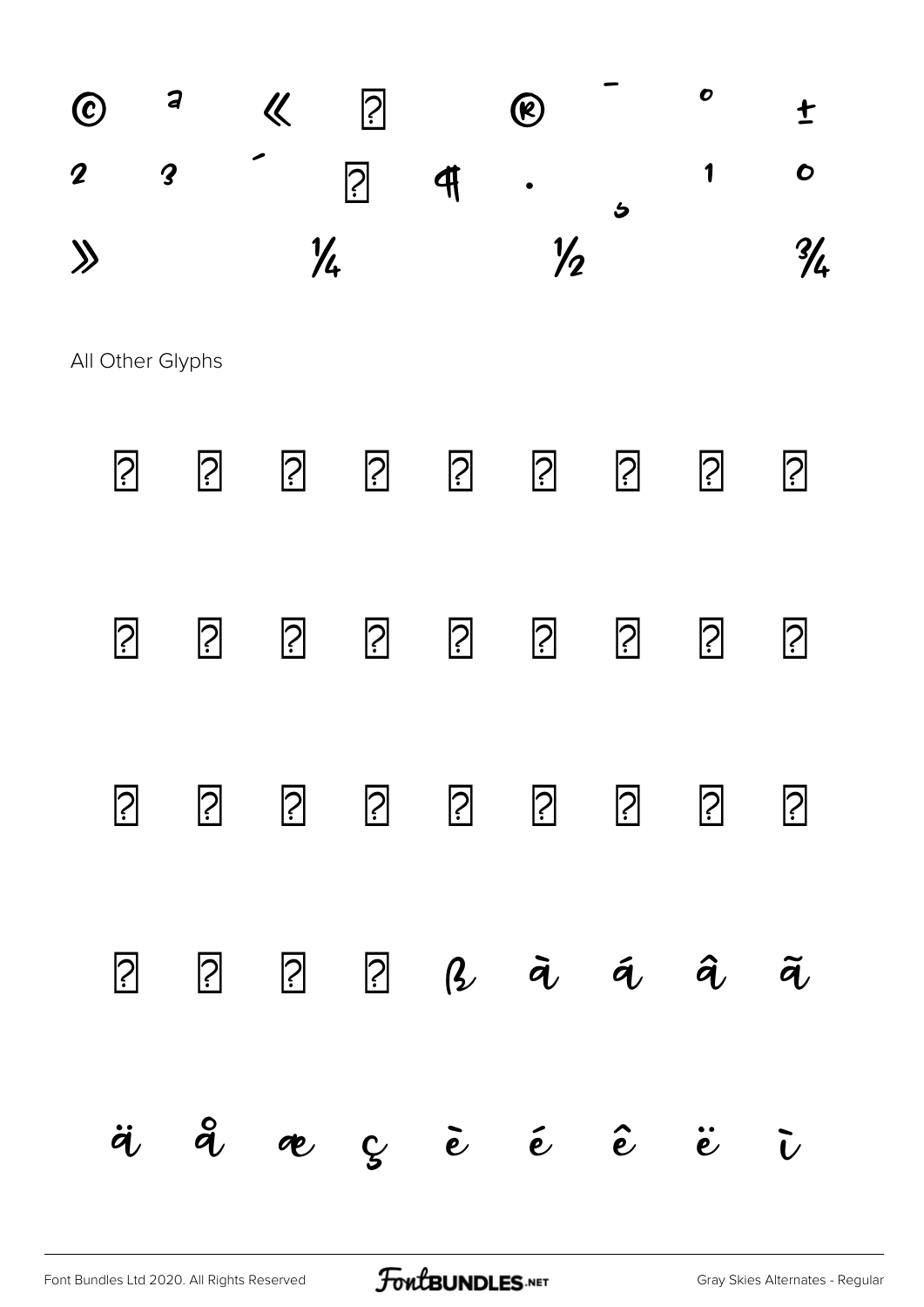© ª « ? ® ¯ ° ±

² ³ ´ ? ¶ · ¸ ¹ º

» ¼ ½ ¾

All Other Glyphs

? ? ? ? ? ? ? ? ?

? ? ? ? ? ? ? ? ?

? ? ? ? ? ? ? ? ?

? ? ? ? ß à á â ã

ä å æ ç è é ê ë ì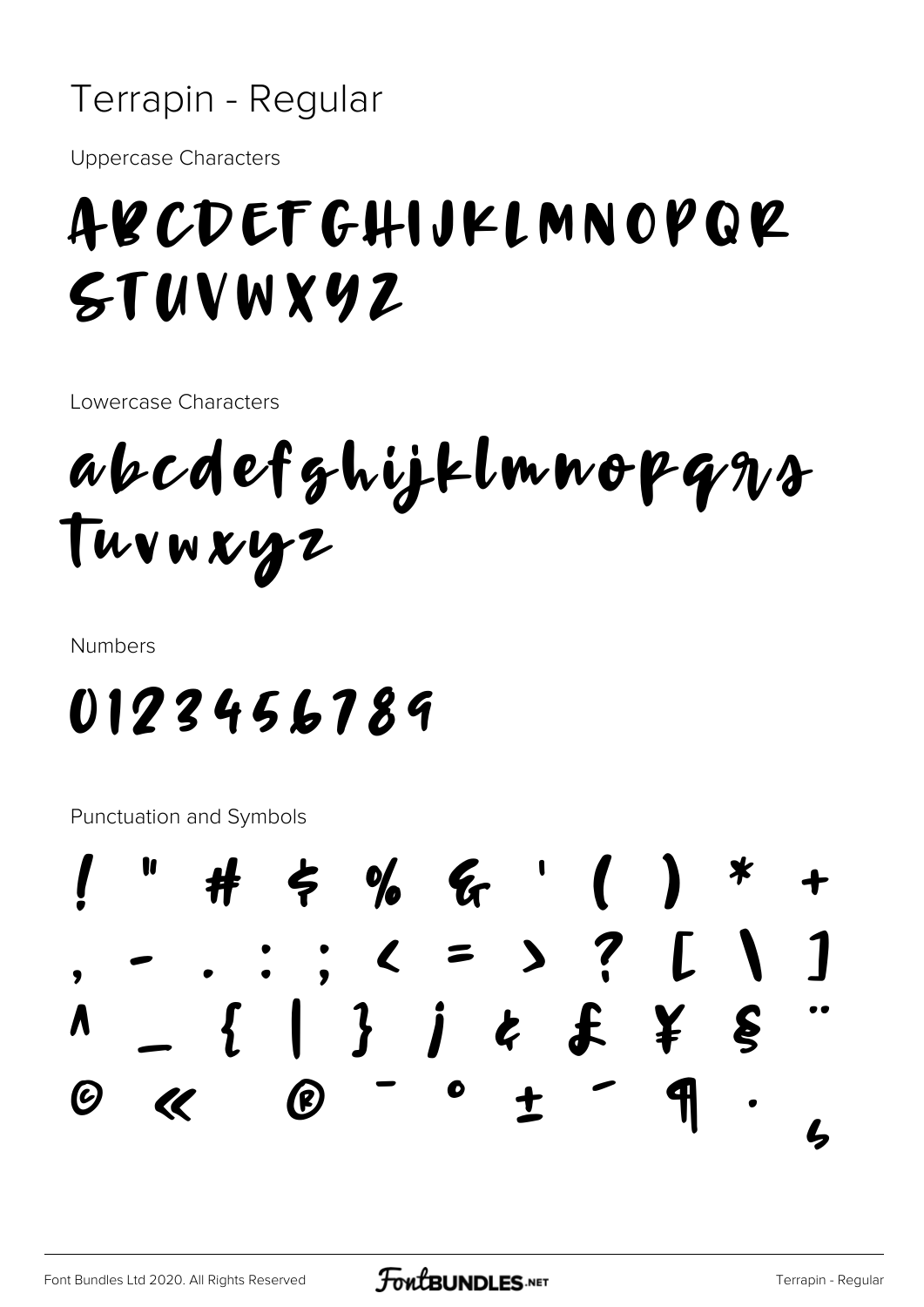# Terrapin - Regular

Uppercase Characters

ABCDEFGHIJKLMNOPQR
STUVWXYZ

Lowercase Characters

abcdefghijklmnopqrs
tuvwxyz

Numbers

0123456789

Punctuation and Symbols

! " # $ % & ' ( ) * +
, - . : ; < = > ? [ \ ]
^ _ { | } ¡ ¢ £ ¥ § ¨
© « ® ¯ ° ± ´ ¶ · ¸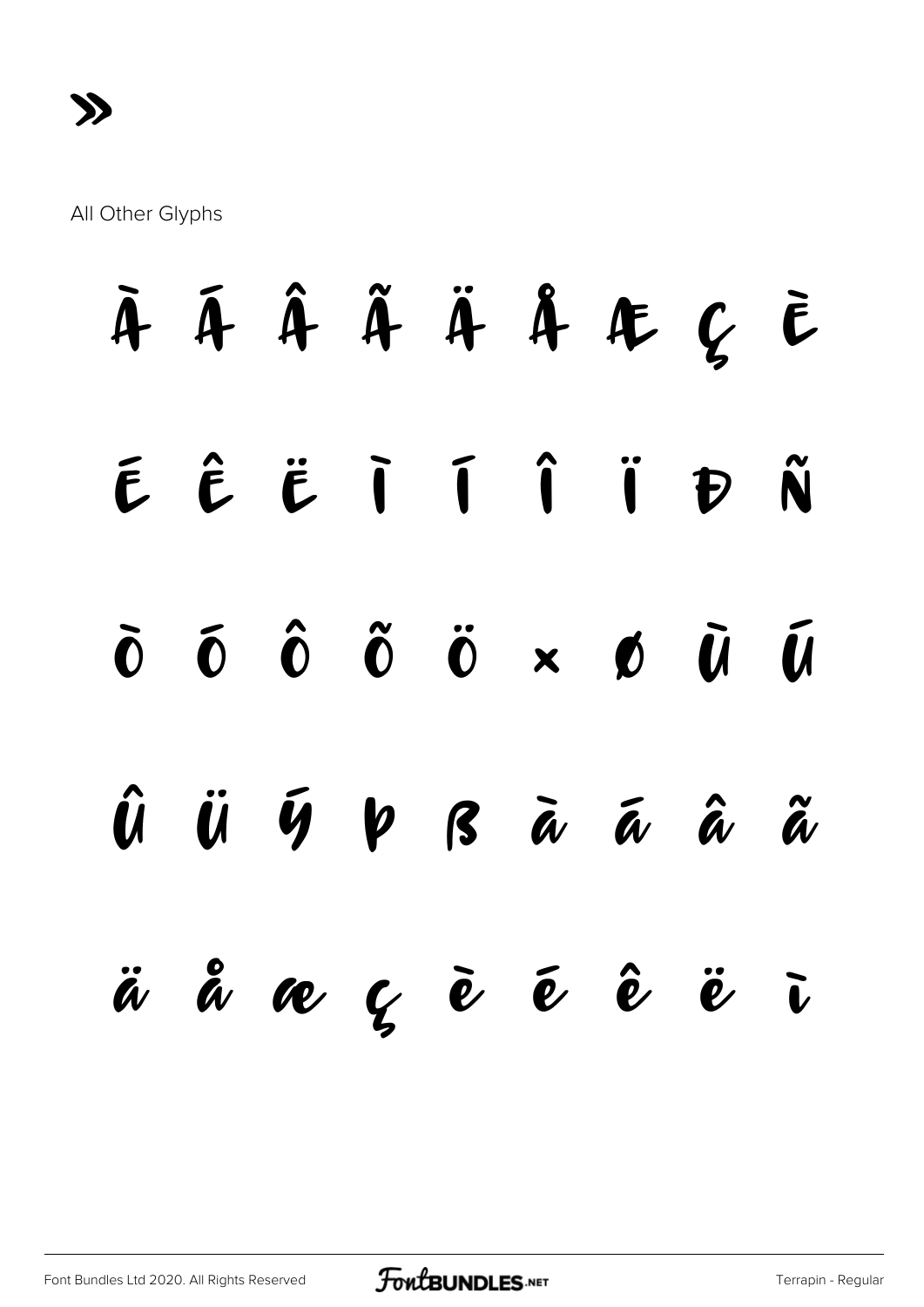»

All Other Glyphs

À Á Â Ã Ä Å Æ Ç È

É Ê Ë Ì Í Î Ï Ð Ñ

Ò Ó Ô Õ Ö × Ø Ù Ú

Û Ü Ý Þ ß à á â ã

ä å æ ç è é ê ë ì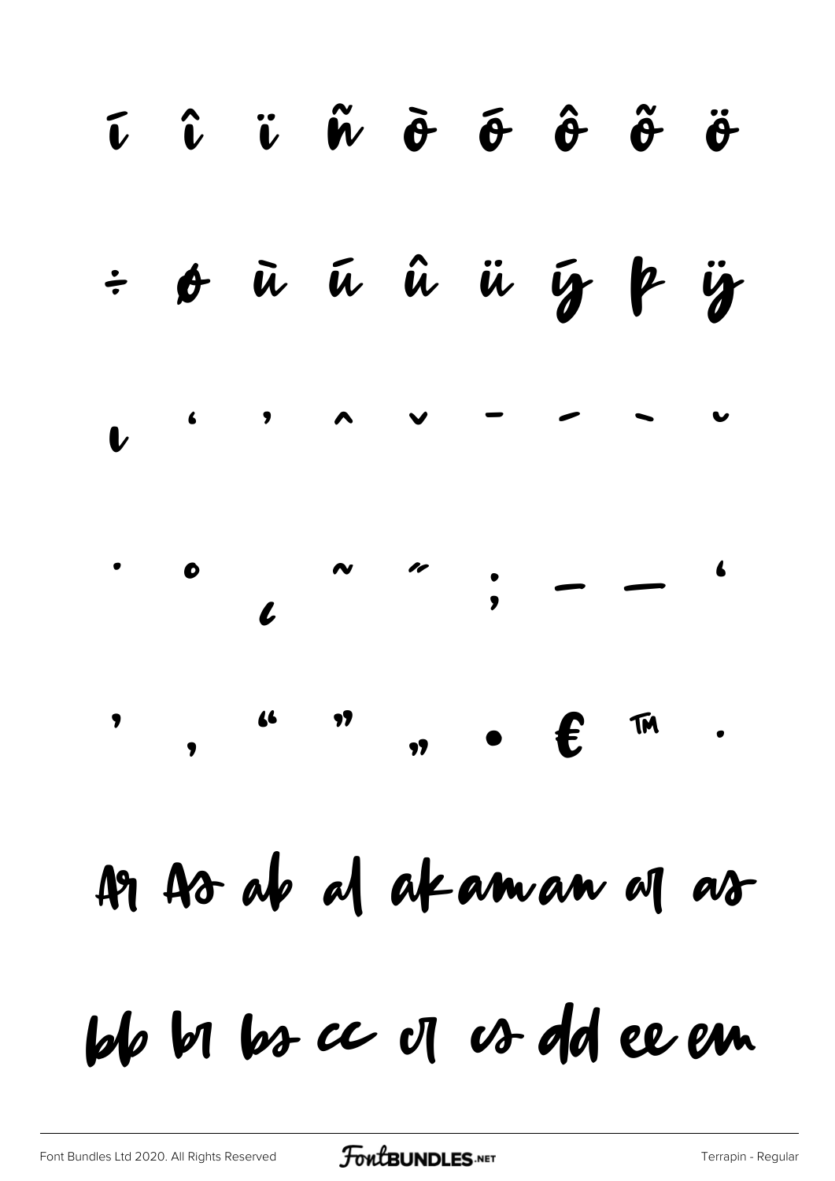í î ï ñ ò ó ô õ ö

÷ ø ù ú û ü ý þ ÿ

ı ' ' ˆ ˇ ¯ ˉ ˋ ˘

˙ ˚ ¸ ˜ ˝ ; – — '

' ‚ " " „ • € ™ .

Ar As ab al ak am an ar as

bb br bs cc cr cs dd ee em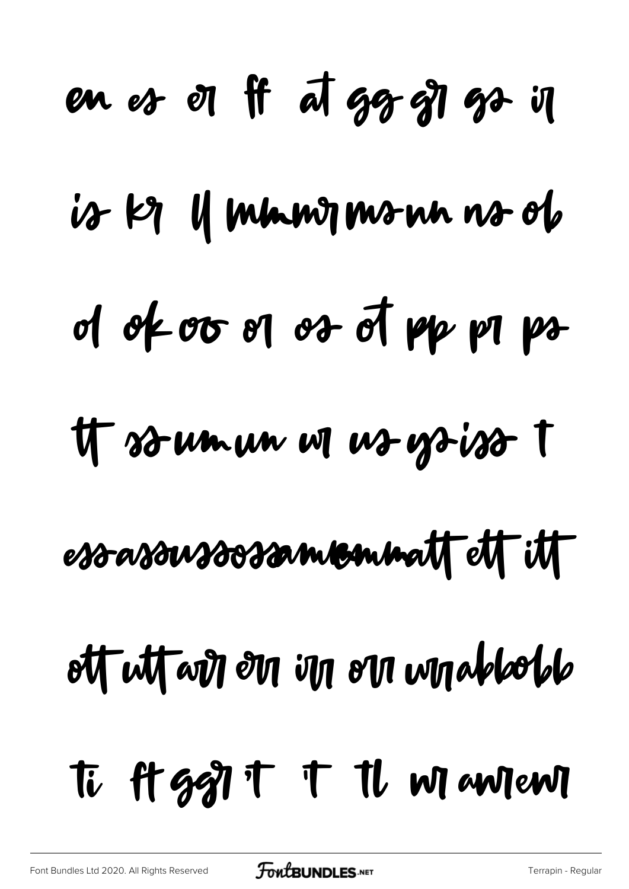en es er ff at gg gr gs ir

is kr ll mm mr ms nn ns ob

od ok oo or os ot pp pr ps

tt ss um un ur us ys iss t

ess ass uss oss am em mat ett itt

ott utt arr err irr orr urr abb obb

ti ft ggr 't 't tl wr arr err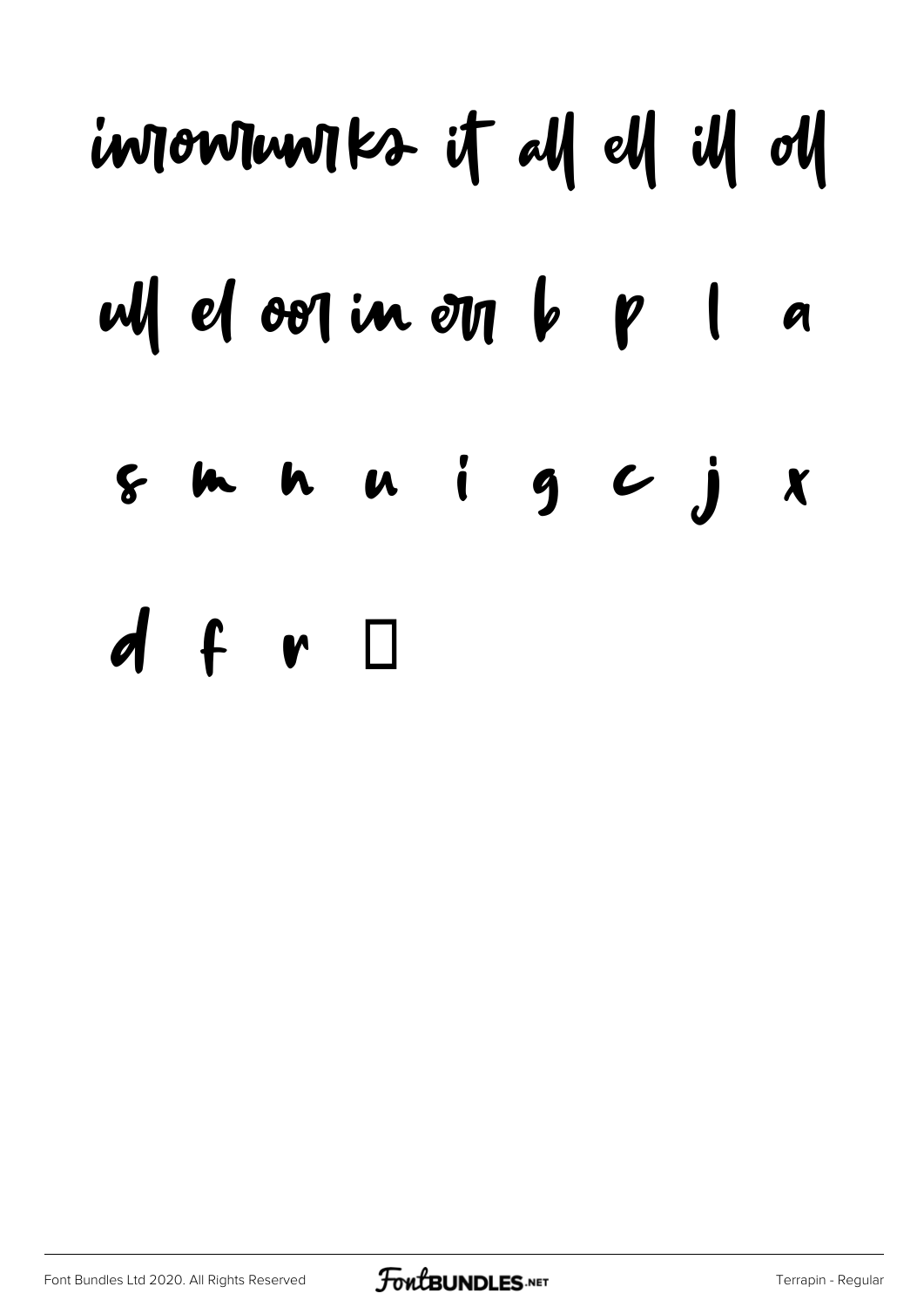inrownunrks it all ell ill oll

ull el oorin err b p l a

s m n u i g c j x

d f r □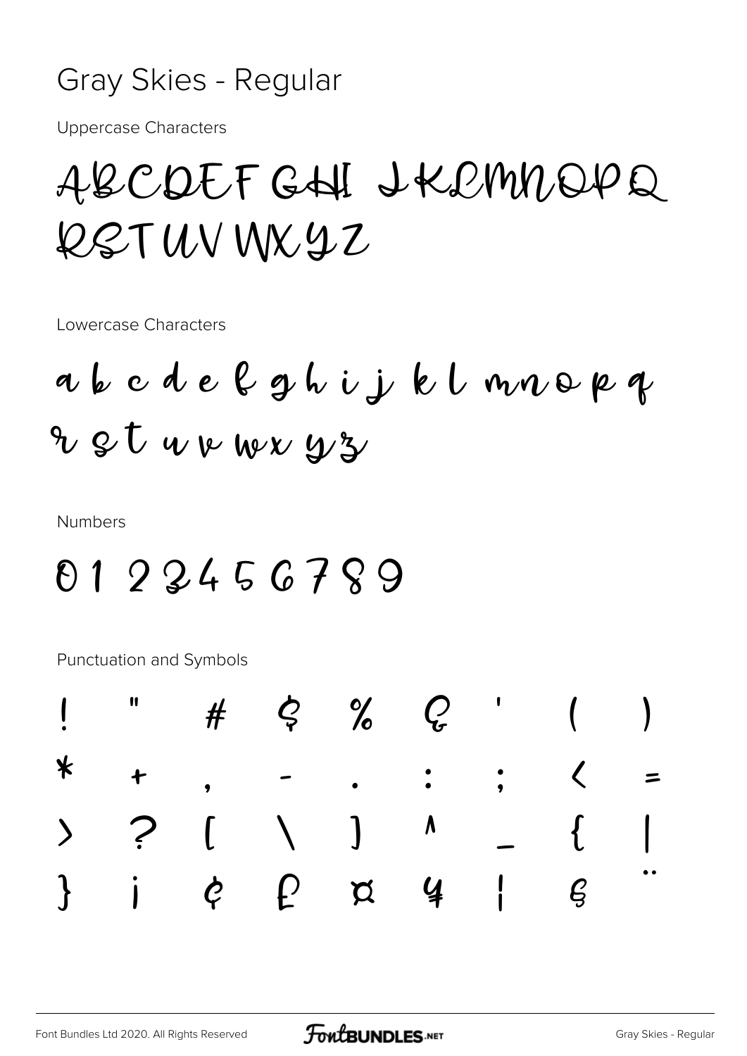# Gray Skies - Regular

Uppercase Characters

ABCDEFGHI JKLMNOPQ
RSTUVWXYZ

Lowercase Characters

a b c d e f g h i j k l m n o p q
r s t u v w x y z

Numbers

0 1 2 3 4 5 6 7 8 9

Punctuation and Symbols

| | | | | | | | | |
|---|---|---|---|---|---|---|---|---|
| ! | " | # | $ | % | & | ' | ( | ) |
| * | + | , | - | . | : | ; | < | = |
| > | ? | [ | \ | ] | ^ | _ | { | \| |
| } | ¡ | ¢ | £ | ¤ | ¥ | ¦ | § | ¨ |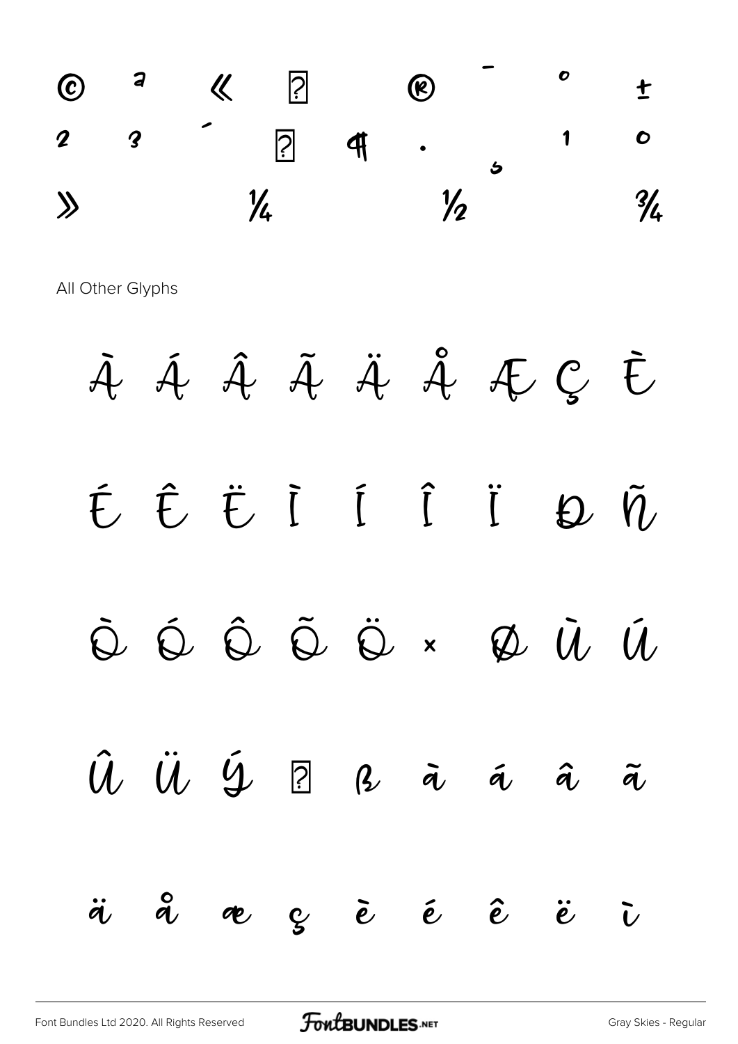© ª « ? ® ¯ ° ±

² ³ ´ ? ¶ · ¸ ¹ º

» ¼ ½ ¾

All Other Glyphs

À Á Â Ã Ä Å Æ Ç È

É Ê Ë Ì Í Î Ï Ð Ñ

Ò Ó Ô Õ Ö × Ø Ù Ú

Û Ü Ý ? ß à á â ã

ä å æ ç è é ê ë ì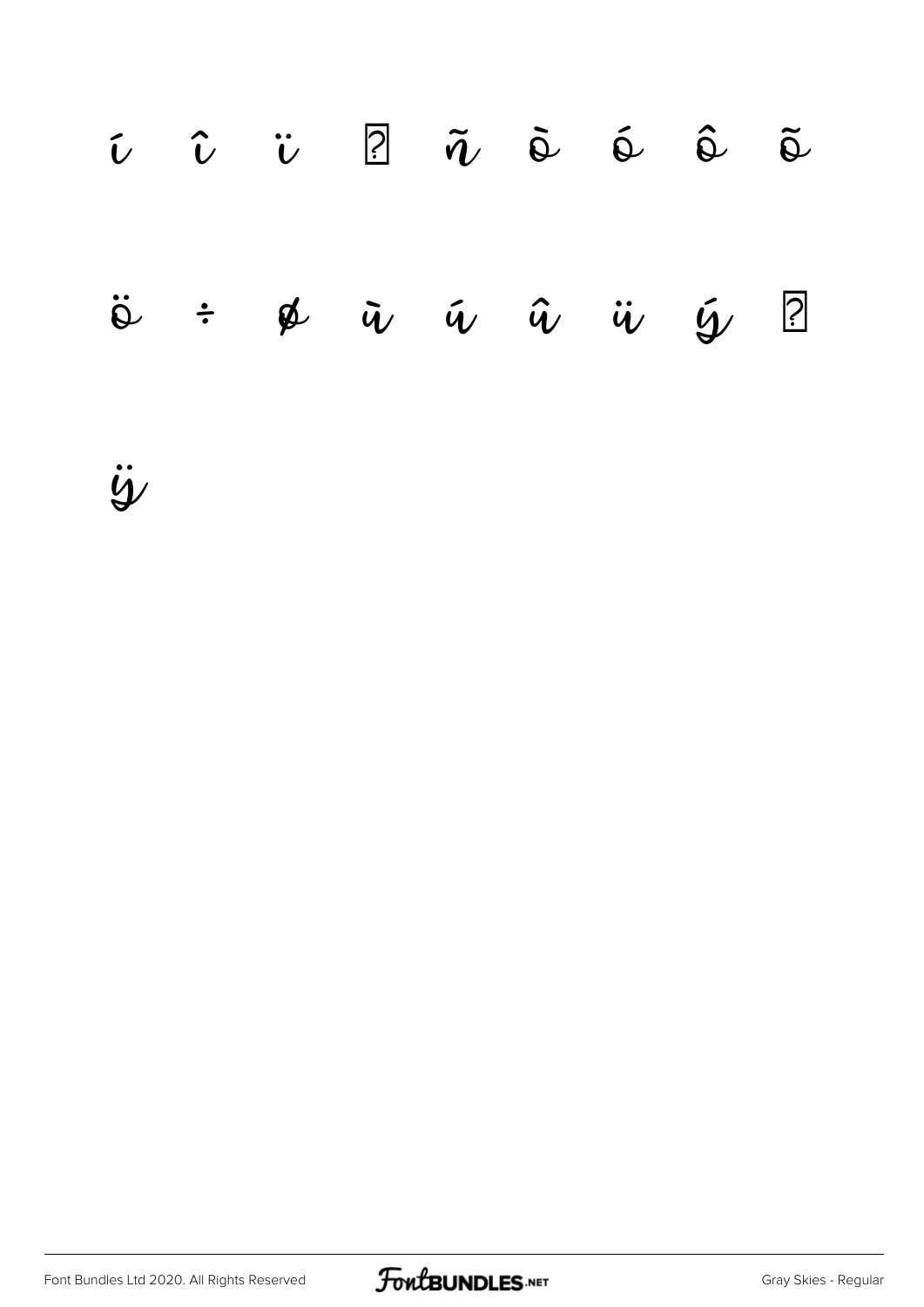í î ï ? ñ ò ó ô õ

ö ÷ ø ù ú û ü ý ?

ÿ